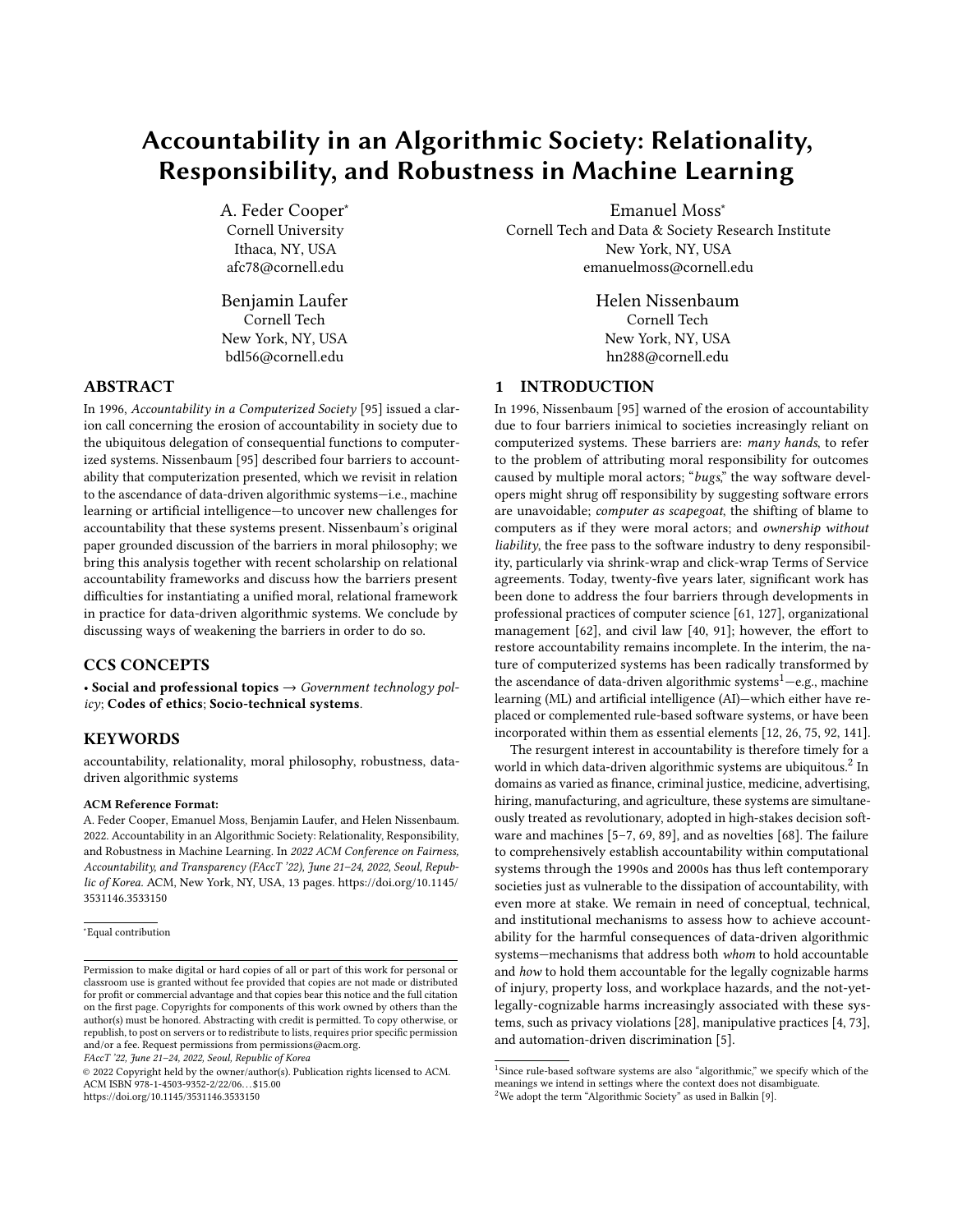# Accountability in an Algorithmic Society: Relationality, Responsibility, and Robustness in Machine Learning

A. Feder Cooper*
Cornell University
Ithaca, NY, USA
afc78@cornell.edu

Emanuel Moss*
Cornell Tech and Data & Society Research Institute
New York, NY, USA
emanuelmoss@cornell.edu

Benjamin Laufer
Cornell Tech
New York, NY, USA
bdl56@cornell.edu

Helen Nissenbaum
Cornell Tech
New York, NY, USA
hn288@cornell.edu

## ABSTRACT

In 1996, *Accountability in a Computerized Society* [95] issued a clarion call concerning the erosion of accountability in society due to the ubiquitous delegation of consequential functions to computerized systems. Nissenbaum [95] described four barriers to accountability that computerization presented, which we revisit in relation to the ascendance of data-driven algorithmic systems—i.e., machine learning or artificial intelligence—to uncover new challenges for accountability that these systems present. Nissenbaum's original paper grounded discussion of the barriers in moral philosophy; we bring this analysis together with recent scholarship on relational accountability frameworks and discuss how the barriers present difficulties for instantiating a unified moral, relational framework in practice for data-driven algorithmic systems. We conclude by discussing ways of weakening the barriers in order to do so.

## CCS CONCEPTS

• **Social and professional topics** → *Government technology policy*; **Codes of ethics**; **Socio-technical systems**.

## KEYWORDS

accountability, relationality, moral philosophy, robustness, data-driven algorithmic systems

**ACM Reference Format:**
A. Feder Cooper, Emanuel Moss, Benjamin Laufer, and Helen Nissenbaum. 2022. Accountability in an Algorithmic Society: Relationality, Responsibility, and Robustness in Machine Learning. In *2022 ACM Conference on Fairness, Accountability, and Transparency (FAccT '22), June 21–24, 2022, Seoul, Republic of Korea.* ACM, New York, NY, USA, 13 pages. https://doi.org/10.1145/3531146.3533150

*Equal contribution

Permission to make digital or hard copies of all or part of this work for personal or classroom use is granted without fee provided that copies are not made or distributed for profit or commercial advantage and that copies bear this notice and the full citation on the first page. Copyrights for components of this work owned by others than the author(s) must be honored. Abstracting with credit is permitted. To copy otherwise, or republish, to post on servers or to redistribute to lists, requires prior specific permission and/or a fee. Request permissions from permissions@acm.org.
*FAccT '22, June 21–24, 2022, Seoul, Republic of Korea*
© 2022 Copyright held by the owner/author(s). Publication rights licensed to ACM.
ACM ISBN 978-1-4503-9352-2/22/06…$15.00
https://doi.org/10.1145/3531146.3533150

## 1 INTRODUCTION

In 1996, Nissenbaum [95] warned of the erosion of accountability due to four barriers inimical to societies increasingly reliant on computerized systems. These barriers are: *many hands*, to refer to the problem of attributing moral responsibility for outcomes caused by multiple moral actors; "*bugs*," the way software developers might shrug off responsibility by suggesting software errors are unavoidable; *computer as scapegoat*, the shifting of blame to computers as if they were moral actors; and *ownership without liability*, the free pass to the software industry to deny responsibility, particularly via shrink-wrap and click-wrap Terms of Service agreements. Today, twenty-five years later, significant work has been done to address the four barriers through developments in professional practices of computer science [61, 127], organizational management [62], and civil law [40, 91]; however, the effort to restore accountability remains incomplete. In the interim, the nature of computerized systems has been radically transformed by the ascendance of data-driven algorithmic systems[1]—e.g., machine learning (ML) and artificial intelligence (AI)—which either have replaced or complemented rule-based software systems, or have been incorporated within them as essential elements [12, 26, 75, 92, 141].

The resurgent interest in accountability is therefore timely for a world in which data-driven algorithmic systems are ubiquitous.[2] In domains as varied as finance, criminal justice, medicine, advertising, hiring, manufacturing, and agriculture, these systems are simultaneously treated as revolutionary, adopted in high-stakes decision software and machines [5–7, 69, 89], and as novelties [68]. The failure to comprehensively establish accountability within computational systems through the 1990s and 2000s has thus left contemporary societies just as vulnerable to the dissipation of accountability, with even more at stake. We remain in need of conceptual, technical, and institutional mechanisms to assess how to achieve accountability for the harmful consequences of data-driven algorithmic systems—mechanisms that address both *whom* to hold accountable and *how* to hold them accountable for the legally cognizable harms of injury, property loss, and workplace hazards, and the not-yet-legally-cognizable harms increasingly associated with these systems, such as privacy violations [28], manipulative practices [4, 73], and automation-driven discrimination [5].

[1] Since rule-based software systems are also "algorithmic," we specify which of the meanings we intend in settings where the context does not disambiguate.
[2] We adopt the term "Algorithmic Society" as used in Balkin [9].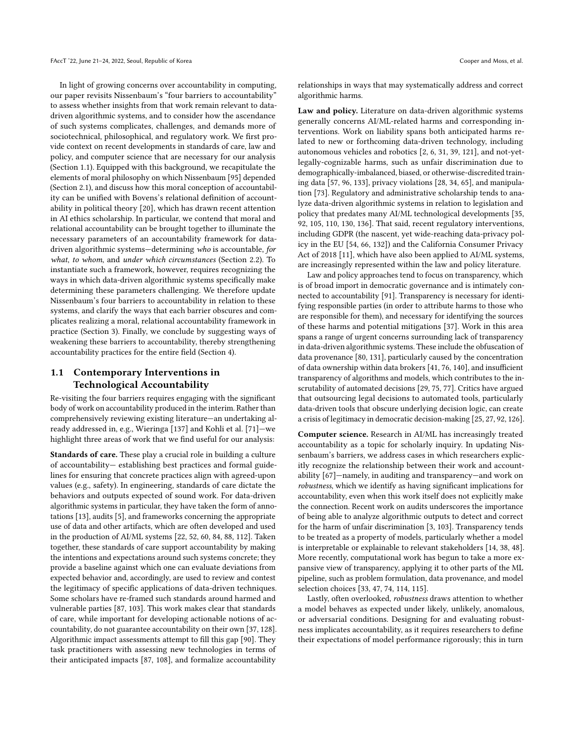In light of growing concerns over accountability in computing, our paper revisits Nissenbaum's "four barriers to accountability" to assess whether insights from that work remain relevant to data-driven algorithmic systems, and to consider how the ascendance of such systems complicates, challenges, and demands more of sociotechnical, philosophical, and regulatory work. We first provide context on recent developments in standards of care, law and policy, and computer science that are necessary for our analysis (Section 1.1). Equipped with this background, we recapitulate the elements of moral philosophy on which Nissenbaum [95] depended (Section 2.1), and discuss how this moral conception of accountability can be unified with Bovens's relational definition of accountability in political theory [20], which has drawn recent attention in AI ethics scholarship. In particular, we contend that moral and relational accountability can be brought together to illuminate the necessary parameters of an accountability framework for data-driven algorithmic systems—determining *who* is accountable, *for what*, *to whom*, and *under which circumstances* (Section 2.2). To instantiate such a framework, however, requires recognizing the ways in which data-driven algorithmic systems specifically make determining these parameters challenging. We therefore update Nissenbaum's four barriers to accountability in relation to these systems, and clarify the ways that each barrier obscures and complicates realizing a moral, relational accountability framework in practice (Section 3). Finally, we conclude by suggesting ways of weakening these barriers to accountability, thereby strengthening accountability practices for the entire field (Section 4).

## 1.1 Contemporary Interventions in Technological Accountability

Re-visiting the four barriers requires engaging with the significant body of work on accountability produced in the interim. Rather than comprehensively reviewing existing literature—an undertaking already addressed in, e.g., Wieringa [137] and Kohli et al. [71]—we highlight three areas of work that we find useful for our analysis:

**Standards of care.** These play a crucial role in building a culture of accountability— establishing best practices and formal guidelines for ensuring that concrete practices align with agreed-upon values (e.g., safety). In engineering, standards of care dictate the behaviors and outputs expected of sound work. For data-driven algorithmic systems in particular, they have taken the form of annotations [13], audits [5], and frameworks concerning the appropriate use of data and other artifacts, which are often developed and used in the production of AI/ML systems [22, 52, 60, 84, 88, 112]. Taken together, these standards of care support accountability by making the intentions and expectations around such systems concrete; they provide a baseline against which one can evaluate deviations from expected behavior and, accordingly, are used to review and contest the legitimacy of specific applications of data-driven techniques. Some scholars have re-framed such standards around harmed and vulnerable parties [87, 103]. This work makes clear that standards of care, while important for developing actionable notions of accountability, do not guarantee accountability on their own [37, 128]. Algorithmic impact assessments attempt to fill this gap [90]. They task practitioners with assessing new technologies in terms of their anticipated impacts [87, 108], and formalize accountability relationships in ways that may systematically address and correct algorithmic harms.

**Law and policy.** Literature on data-driven algorithmic systems generally concerns AI/ML-related harms and corresponding interventions. Work on liability spans both anticipated harms related to new or forthcoming data-driven technology, including autonomous vehicles and robotics [2, 6, 31, 39, 121], and not-yet-legally-cognizable harms, such as unfair discrimination due to demographically-imbalanced, biased, or otherwise-discredited training data [57, 96, 133], privacy violations [28, 34, 65], and manipulation [73]. Regulatory and administrative scholarship tends to analyze data-driven algorithmic systems in relation to legislation and policy that predates many AI/ML technological developments [35, 92, 105, 110, 130, 136]. That said, recent regulatory interventions, including GDPR (the nascent, yet wide-reaching data-privacy policy in the EU [54, 66, 132]) and the California Consumer Privacy Act of 2018 [11], which have also been applied to AI/ML systems, are increasingly represented within the law and policy literature.

Law and policy approaches tend to focus on transparency, which is of broad import in democratic governance and is intimately connected to accountability [91]. Transparency is necessary for identifying responsible parties (in order to attribute harms to those who are responsible for them), and necessary for identifying the sources of these harms and potential mitigations [37]. Work in this area spans a range of urgent concerns surrounding lack of transparency in data-driven algorithmic systems. These include the obfuscation of data provenance [80, 131], particularly caused by the concentration of data ownership within data brokers [41, 76, 140], and insufficient transparency of algorithms and models, which contributes to the inscrutability of automated decisions [29, 75, 77]. Critics have argued that outsourcing legal decisions to automated tools, particularly data-driven tools that obscure underlying decision logic, can create a crisis of legitimacy in democratic decision-making [25, 27, 92, 126].

**Computer science.** Research in AI/ML has increasingly treated accountability as a topic for scholarly inquiry. In updating Nissenbaum's barriers, we address cases in which researchers explicitly recognize the relationship between their work and accountability [67]—namely, in auditing and transparency—and work on *robustness*, which we identify as having significant implications for accountability, even when this work itself does not explicitly make the connection. Recent work on audits underscores the importance of being able to analyze algorithmic outputs to detect and correct for the harm of unfair discrimination [3, 103]. Transparency tends to be treated as a property of models, particularly whether a model is interpretable or explainable to relevant stakeholders [14, 38, 48]. More recently, computational work has begun to take a more expansive view of transparency, applying it to other parts of the ML pipeline, such as problem formulation, data provenance, and model selection choices [33, 47, 74, 114, 115].

Lastly, often overlooked, *robustness* draws attention to whether a model behaves as expected under likely, unlikely, anomalous, or adversarial conditions. Designing for and evaluating robustness implicates accountability, as it requires researchers to define their expectations of model performance rigorously; this in turn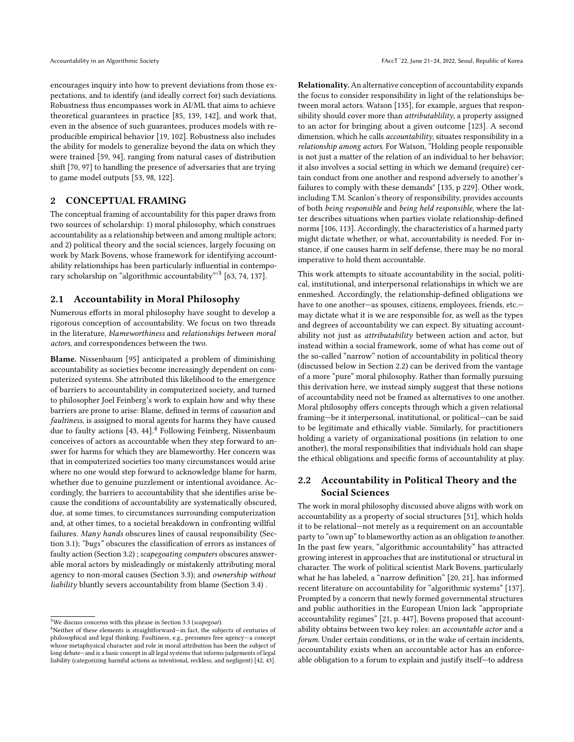encourages inquiry into how to prevent deviations from those expectations, and to identify (and ideally correct for) such deviations. Robustness thus encompasses work in AI/ML that aims to achieve theoretical guarantees in practice [85, 139, 142], and work that, even in the absence of such guarantees, produces models with reproducible empirical behavior [19, 102]. Robustness also includes the ability for models to generalize beyond the data on which they were trained [59, 94], ranging from natural cases of distribution shift [70, 97] to handling the presence of adversaries that are trying to game model outputs [53, 98, 122].

## 2 CONCEPTUAL FRAMING

The conceptual framing of accountability for this paper draws from two sources of scholarship: 1) moral philosophy, which construes accountability as a relationship between and among multiple actors; and 2) political theory and the social sciences, largely focusing on work by Mark Bovens, whose framework for identifying accountability relationships has been particularly influential in contemporary scholarship on "algorithmic accountability"'[3] [63, 74, 137].

### 2.1 Accountability in Moral Philosophy

Numerous efforts in moral philosophy have sought to develop a rigorous conception of accountability. We focus on two threads in the literature, *blameworthiness* and *relationships between moral actors*, and correspondences between the two.

**Blame.** Nissenbaum [95] anticipated a problem of diminishing accountability as societies become increasingly dependent on computerized systems. She attributed this likelihood to the emergence of barriers to accountability in computerized society, and turned to philosopher Joel Feinberg's work to explain how and why these barriers are prone to arise: Blame, defined in terms of *causation* and *faultiness*, is assigned to moral agents for harms they have caused due to faulty actions [43, 44].[4] Following Feinberg, Nissenbaum conceives of actors as accountable when they step forward to answer for harms for which they are blameworthy. Her concern was that in computerized societies too many circumstances would arise where no one would step forward to acknowledge blame for harm, whether due to genuine puzzlement or intentional avoidance. Accordingly, the barriers to accountability that she identifies arise because the conditions of accountability are systematically obscured, due, at some times, to circumstances surrounding computerization and, at other times, to a societal breakdown in confronting willful failures. *Many hands* obscures lines of causal responsibility (Section 3.1); *"bugs"* obscures the classification of errors as instances of faulty action (Section 3.2) ; *scapegoating computers* obscures answerable moral actors by misleadingly or mistakenly attributing moral agency to non-moral causes (Section 3.3); and *ownership without liability* bluntly severs accountability from blame (Section 3.4) .

**Relationality.** An alternative conception of accountability expands the focus to consider responsibility in light of the relationships between moral actors. Watson [135], for example, argues that responsibility should cover more than *attributablility*, a property assigned to an actor for bringing about a given outcome [123]. A second dimension, which he calls *accountability*, situates responsibility in a *relationship among actors*. For Watson, "Holding people responsible is not just a matter of the relation of an individual to her behavior; it also involves a social setting in which we demand (require) certain conduct from one another and respond adversely to another's failures to comply with these demands" [135, p 229]. Other work, including T.M. Scanlon's theory of responsibility, provides accounts of both *being responsible* and *being held responsible*, where the latter describes situations when parties violate relationship-defined norms [106, 113]. Accordingly, the characteristics of a harmed party might dictate whether, or what, accountability is needed. For instance, if one causes harm in self defense, there may be no moral imperative to hold them accountable.

This work attempts to situate accountability in the social, political, institutional, and interpersonal relationships in which we are enmeshed. Accordingly, the relationship-defined obligations we have to one another—as spouses, citizens, employees, friends, etc.—may dictate what it is we are responsible for, as well as the types and degrees of accountability we can expect. By situating accountability not just as *attributability* between action and actor, but instead within a social framework, some of what has come out of the so-called "narrow" notion of accountability in political theory (discussed below in Section 2.2) can be derived from the vantage of a more "pure" moral philosophy. Rather than formally pursuing this derivation here, we instead simply suggest that these notions of accountability need not be framed as alternatives to one another. Moral philosophy offers concepts through which a given relational framing—be it interpersonal, institutional, or political—can be said to be legitimate and ethically viable. Similarly, for practitioners holding a variety of organizational positions (in relation to one another), the moral responsibilities that individuals hold can shape the ethical obligations and specific forms of accountability at play.

### 2.2 Accountability in Political Theory and the Social Sciences

The work in moral philosophy discussed above aligns with work on accountability as a property of social structures [51], which holds it to be relational—not merely as a requirement on an accountable party to "own up" to blameworthy action as an obligation *to* another. In the past few years, "algorithmic accountability" has attracted growing interest in approaches that are institutional or structural in character. The work of political scientist Mark Bovens, particularly what he has labeled, a "narrow definition" [20, 21], has informed recent literature on accountability for "algorithmic systems" [137]. Prompted by a concern that newly formed governmental structures and public authorities in the European Union lack "appropriate accountability regimes" [21, p. 447], Bovens proposed that accountability obtains between two key roles: an *accountable actor* and a *forum*. Under certain conditions, or in the wake of certain incidents, accountability exists when an accountable actor has an enforceable obligation to a forum to explain and justify itself—to address

[3] We discuss concerns with this phrase in Section 3.3 (*scapegoat*).

[4] Neither of these elements is straightforward—in fact, the subjects of centuries of philosophical and legal thinking. Faultiness, e.g., presumes free agency—a concept whose metaphysical character and role in moral attribution has been the subject of long debate—and is a basic concept in all legal systems that informs judgements of legal liability (categorizing harmful actions as intentional, reckless, and negligent) [42, 43].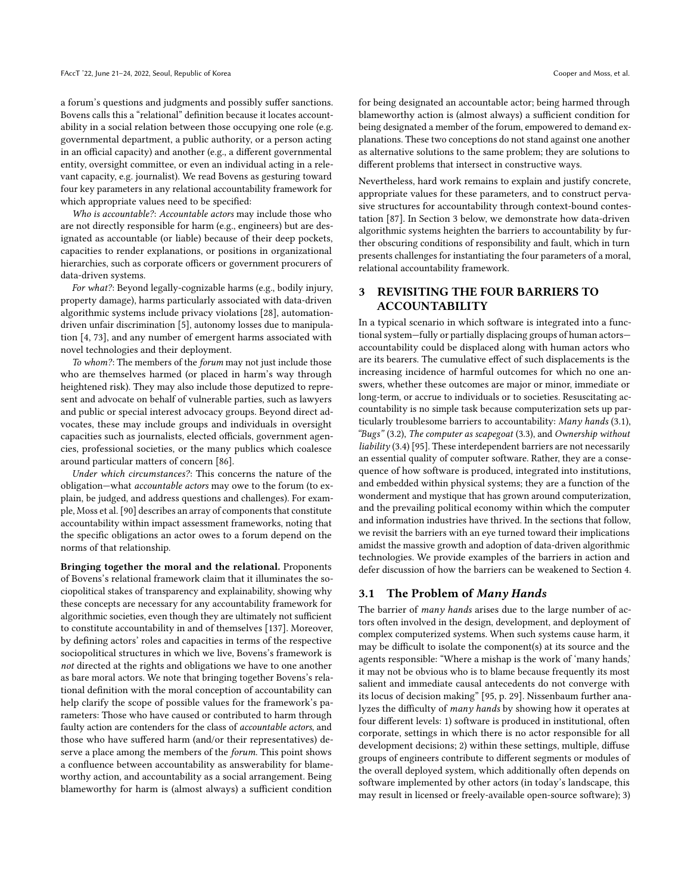a forum's questions and judgments and possibly suffer sanctions. Bovens calls this a "relational" definition because it locates accountability in a social relation between those occupying one role (e.g. governmental department, a public authority, or a person acting in an official capacity) and another (e.g., a different governmental entity, oversight committee, or even an individual acting in a relevant capacity, e.g. journalist). We read Bovens as gesturing toward four key parameters in any relational accountability framework for which appropriate values need to be specified:

*Who is accountable?*: *Accountable actors* may include those who are not directly responsible for harm (e.g., engineers) but are designated as accountable (or liable) because of their deep pockets, capacities to render explanations, or positions in organizational hierarchies, such as corporate officers or government procurers of data-driven systems.

*For what?*: Beyond legally-cognizable harms (e.g., bodily injury, property damage), harms particularly associated with data-driven algorithmic systems include privacy violations [28], automation-driven unfair discrimination [5], autonomy losses due to manipulation [4, 73], and any number of emergent harms associated with novel technologies and their deployment.

*To whom?*: The members of the *forum* may not just include those who are themselves harmed (or placed in harm's way through heightened risk). They may also include those deputized to represent and advocate on behalf of vulnerable parties, such as lawyers and public or special interest advocacy groups. Beyond direct advocates, these may include groups and individuals in oversight capacities such as journalists, elected officials, government agencies, professional societies, or the many publics which coalesce around particular matters of concern [86].

*Under which circumstances?*: This concerns the nature of the obligation—what *accountable actors* may owe to the forum (to explain, be judged, and address questions and challenges). For example, Moss et al. [90] describes an array of components that constitute accountability within impact assessment frameworks, noting that the specific obligations an actor owes to a forum depend on the norms of that relationship.

**Bringing together the moral and the relational.** Proponents of Bovens's relational framework claim that it illuminates the sociopolitical stakes of transparency and explainability, showing why these concepts are necessary for any accountability framework for algorithmic societies, even though they are ultimately not sufficient to constitute accountability in and of themselves [137]. Moreover, by defining actors' roles and capacities in terms of the respective sociopolitical structures in which we live, Bovens's framework is *not* directed at the rights and obligations we have to one another as bare moral actors. We note that bringing together Bovens's relational definition with the moral conception of accountability can help clarify the scope of possible values for the framework's parameters: Those who have caused or contributed to harm through faulty action are contenders for the class of *accountable actors*, and those who have suffered harm (and/or their representatives) deserve a place among the members of the *forum*. This point shows a confluence between accountability as answerability for blameworthy action, and accountability as a social arrangement. Being blameworthy for harm is (almost always) a sufficient condition for being designated an accountable actor; being harmed through blameworthy action is (almost always) a sufficient condition for being designated a member of the forum, empowered to demand explanations. These two conceptions do not stand against one another as alternative solutions to the same problem; they are solutions to different problems that intersect in constructive ways.

Nevertheless, hard work remains to explain and justify concrete, appropriate values for these parameters, and to construct pervasive structures for accountability through context-bound contestation [87]. In Section 3 below, we demonstrate how data-driven algorithmic systems heighten the barriers to accountability by further obscuring conditions of responsibility and fault, which in turn presents challenges for instantiating the four parameters of a moral, relational accountability framework.

## 3 REVISITING THE FOUR BARRIERS TO ACCOUNTABILITY

In a typical scenario in which software is integrated into a functional system—fully or partially displacing groups of human actors—accountability could be displaced along with human actors who are its bearers. The cumulative effect of such displacements is the increasing incidence of harmful outcomes for which no one answers, whether these outcomes are major or minor, immediate or long-term, or accrue to individuals or to societies. Resuscitating accountability is no simple task because computerization sets up particularly troublesome barriers to accountability: *Many hands* (3.1), *"Bugs"* (3.2), *The computer as scapegoat* (3.3), and *Ownership without liability* (3.4) [95]. These interdependent barriers are not necessarily an essential quality of computer software. Rather, they are a consequence of how software is produced, integrated into institutions, and embedded within physical systems; they are a function of the wonderment and mystique that has grown around computerization, and the prevailing political economy within which the computer and information industries have thrived. In the sections that follow, we revisit the barriers with an eye turned toward their implications amidst the massive growth and adoption of data-driven algorithmic technologies. We provide examples of the barriers in action and defer discussion of how the barriers can be weakened to Section 4.

### 3.1 The Problem of *Many Hands*

The barrier of *many hands* arises due to the large number of actors often involved in the design, development, and deployment of complex computerized systems. When such systems cause harm, it may be difficult to isolate the component(s) at its source and the agents responsible: "Where a mishap is the work of 'many hands,' it may not be obvious who is to blame because frequently its most salient and immediate causal antecedents do not converge with its locus of decision making" [95, p. 29]. Nissenbaum further analyzes the difficulty of *many hands* by showing how it operates at four different levels: 1) software is produced in institutional, often corporate, settings in which there is no actor responsible for all development decisions; 2) within these settings, multiple, diffuse groups of engineers contribute to different segments or modules of the overall deployed system, which additionally often depends on software implemented by other actors (in today's landscape, this may result in licensed or freely-available open-source software); 3)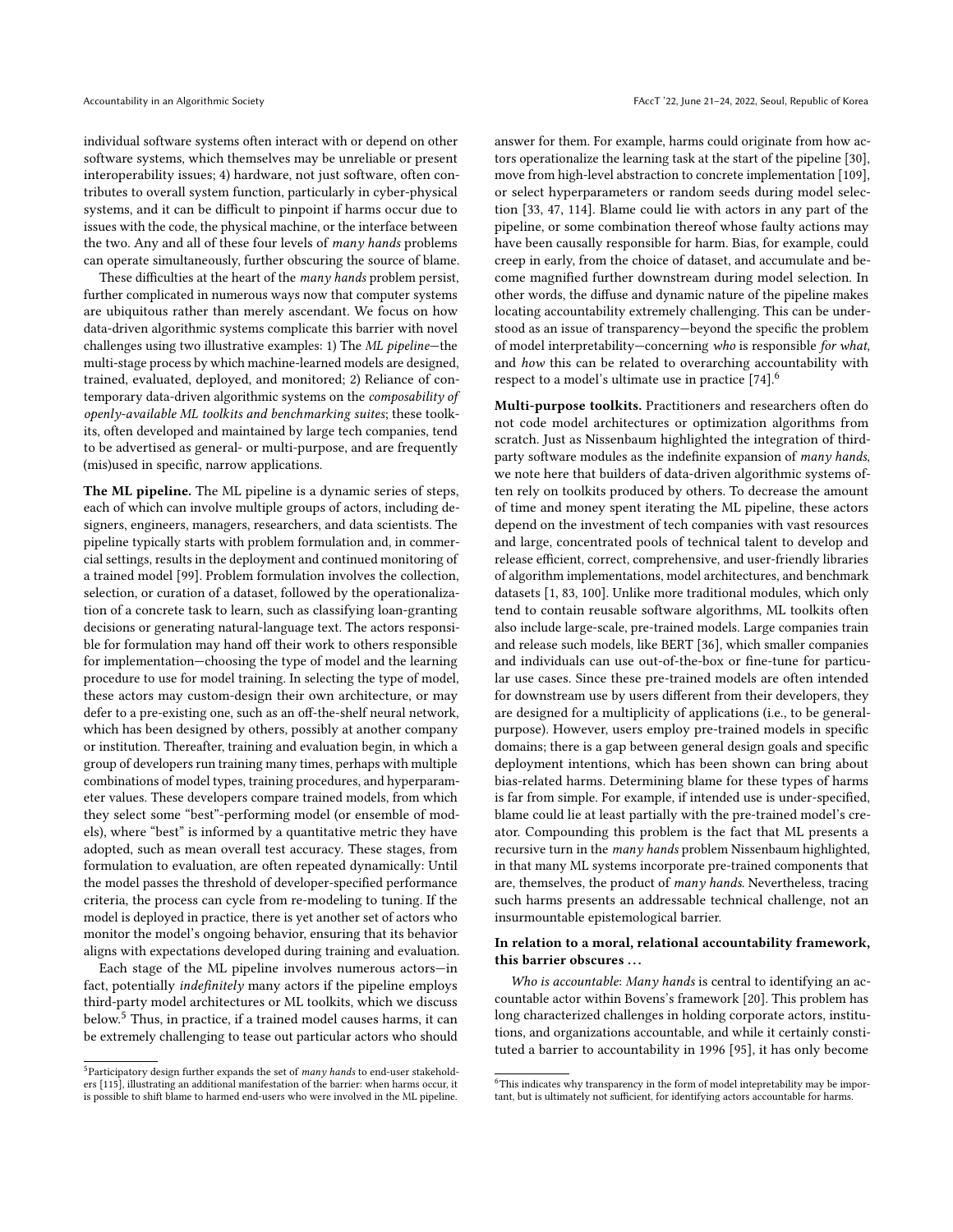individual software systems often interact with or depend on other software systems, which themselves may be unreliable or present interoperability issues; 4) hardware, not just software, often contributes to overall system function, particularly in cyber-physical systems, and it can be difficult to pinpoint if harms occur due to issues with the code, the physical machine, or the interface between the two. Any and all of these four levels of *many hands* problems can operate simultaneously, further obscuring the source of blame.

These difficulties at the heart of the *many hands* problem persist, further complicated in numerous ways now that computer systems are ubiquitous rather than merely ascendant. We focus on how data-driven algorithmic systems complicate this barrier with novel challenges using two illustrative examples: 1) The *ML pipeline*—the multi-stage process by which machine-learned models are designed, trained, evaluated, deployed, and monitored; 2) Reliance of contemporary data-driven algorithmic systems on the *composability of openly-available ML toolkits and benchmarking suites*; these toolkits, often developed and maintained by large tech companies, tend to be advertised as general- or multi-purpose, and are frequently (mis)used in specific, narrow applications.

**The ML pipeline.** The ML pipeline is a dynamic series of steps, each of which can involve multiple groups of actors, including designers, engineers, managers, researchers, and data scientists. The pipeline typically starts with problem formulation and, in commercial settings, results in the deployment and continued monitoring of a trained model [99]. Problem formulation involves the collection, selection, or curation of a dataset, followed by the operationalization of a concrete task to learn, such as classifying loan-granting decisions or generating natural-language text. The actors responsible for formulation may hand off their work to others responsible for implementation—choosing the type of model and the learning procedure to use for model training. In selecting the type of model, these actors may custom-design their own architecture, or may defer to a pre-existing one, such as an off-the-shelf neural network, which has been designed by others, possibly at another company or institution. Thereafter, training and evaluation begin, in which a group of developers run training many times, perhaps with multiple combinations of model types, training procedures, and hyperparameter values. These developers compare trained models, from which they select some "best"-performing model (or ensemble of models), where "best" is informed by a quantitative metric they have adopted, such as mean overall test accuracy. These stages, from formulation to evaluation, are often repeated dynamically: Until the model passes the threshold of developer-specified performance criteria, the process can cycle from re-modeling to tuning. If the model is deployed in practice, there is yet another set of actors who monitor the model's ongoing behavior, ensuring that its behavior aligns with expectations developed during training and evaluation.

Each stage of the ML pipeline involves numerous actors—in fact, potentially *indefinitely* many actors if the pipeline employs third-party model architectures or ML toolkits, which we discuss below.[5] Thus, in practice, if a trained model causes harms, it can be extremely challenging to tease out particular actors who should answer for them. For example, harms could originate from how actors operationalize the learning task at the start of the pipeline [30], move from high-level abstraction to concrete implementation [109], or select hyperparameters or random seeds during model selection [33, 47, 114]. Blame could lie with actors in any part of the pipeline, or some combination thereof whose faulty actions may have been causally responsible for harm. Bias, for example, could creep in early, from the choice of dataset, and accumulate and become magnified further downstream during model selection. In other words, the diffuse and dynamic nature of the pipeline makes locating accountability extremely challenging. This can be understood as an issue of transparency—beyond the specific the problem of model interpretability—concerning *who* is responsible *for what*, and *how* this can be related to overarching accountability with respect to a model's ultimate use in practice [74].[6]

**Multi-purpose toolkits.** Practitioners and researchers often do not code model architectures or optimization algorithms from scratch. Just as Nissenbaum highlighted the integration of third-party software modules as the indefinite expansion of *many hands*, we note here that builders of data-driven algorithmic systems often rely on toolkits produced by others. To decrease the amount of time and money spent iterating the ML pipeline, these actors depend on the investment of tech companies with vast resources and large, concentrated pools of technical talent to develop and release efficient, correct, comprehensive, and user-friendly libraries of algorithm implementations, model architectures, and benchmark datasets [1, 83, 100]. Unlike more traditional modules, which only tend to contain reusable software algorithms, ML toolkits often also include large-scale, pre-trained models. Large companies train and release such models, like BERT [36], which smaller companies and individuals can use out-of-the-box or fine-tune for particular use cases. Since these pre-trained models are often intended for downstream use by users different from their developers, they are designed for a multiplicity of applications (i.e., to be general-purpose). However, users employ pre-trained models in specific domains; there is a gap between general design goals and specific deployment intentions, which has been shown can bring about bias-related harms. Determining blame for these types of harms is far from simple. For example, if intended use is under-specified, blame could lie at least partially with the pre-trained model's creator. Compounding this problem is the fact that ML presents a recursive turn in the *many hands* problem Nissenbaum highlighted, in that many ML systems incorporate pre-trained components that are, themselves, the product of *many hands*. Nevertheless, tracing such harms presents an addressable technical challenge, not an insurmountable epistemological barrier.

**In relation to a moral, relational accountability framework, this barrier obscures . . .**

*Who is accountable*: *Many hands* is central to identifying an accountable actor within Bovens's framework [20]. This problem has long characterized challenges in holding corporate actors, institutions, and organizations accountable, and while it certainly constituted a barrier to accountability in 1996 [95], it has only become

[5] Participatory design further expands the set of *many hands* to end-user stakeholders [115], illustrating an additional manifestation of the barrier: when harms occur, it is possible to shift blame to harmed end-users who were involved in the ML pipeline.

[6] This indicates why transparency in the form of model intepretability may be important, but is ultimately not sufficient, for identifying actors accountable for harms.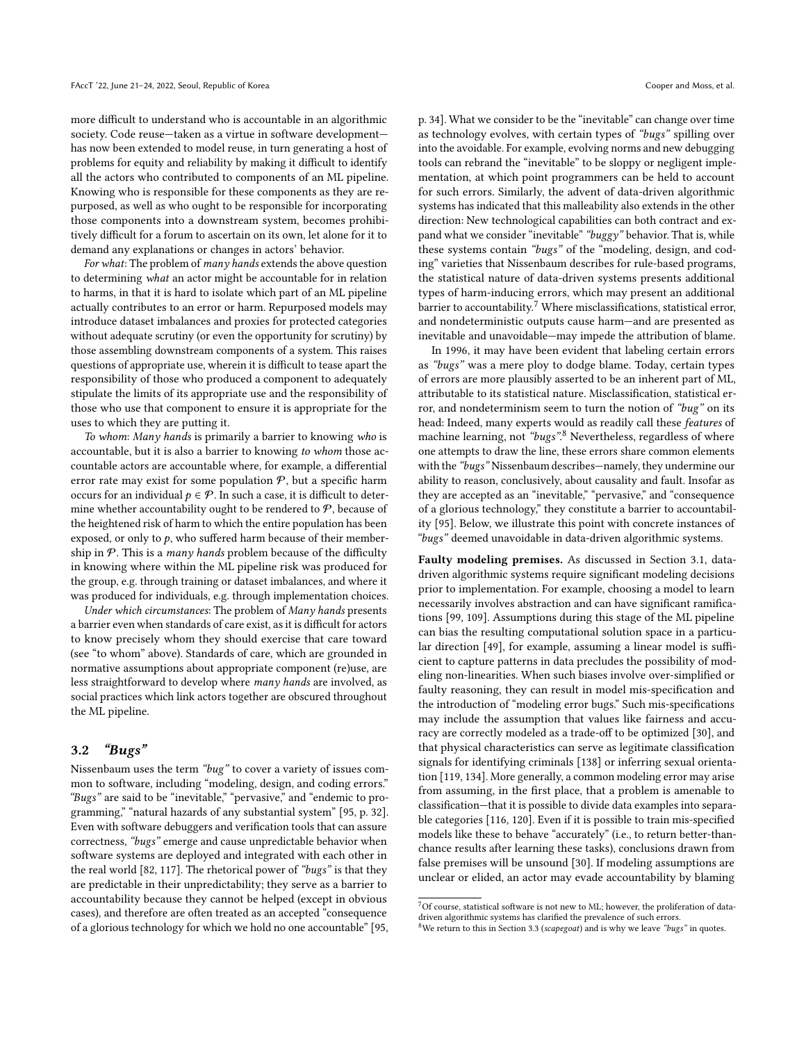more difficult to understand who is accountable in an algorithmic society. Code reuse—taken as a virtue in software development—has now been extended to model reuse, in turn generating a host of problems for equity and reliability by making it difficult to identify all the actors who contributed to components of an ML pipeline. Knowing who is responsible for these components as they are repurposed, as well as who ought to be responsible for incorporating those components into a downstream system, becomes prohibitively difficult for a forum to ascertain on its own, let alone for it to demand any explanations or changes in actors' behavior.

*For what*: The problem of *many hands* extends the above question to determining *what* an actor might be accountable for in relation to harms, in that it is hard to isolate which part of an ML pipeline actually contributes to an error or harm. Repurposed models may introduce dataset imbalances and proxies for protected categories without adequate scrutiny (or even the opportunity for scrutiny) by those assembling downstream components of a system. This raises questions of appropriate use, wherein it is difficult to tease apart the responsibility of those who produced a component to adequately stipulate the limits of its appropriate use and the responsibility of those who use that component to ensure it is appropriate for the uses to which they are putting it.

*To whom*: *Many hands* is primarily a barrier to knowing *who* is accountable, but it is also a barrier to knowing *to whom* those accountable actors are accountable where, for example, a differential error rate may exist for some population $\mathcal{P}$, but a specific harm occurs for an individual $p \in \mathcal{P}$. In such a case, it is difficult to determine whether accountability ought to be rendered to $\mathcal{P}$, because of the heightened risk of harm to which the entire population has been exposed, or only to $p$, who suffered harm because of their membership in $\mathcal{P}$. This is a *many hands* problem because of the difficulty in knowing where within the ML pipeline risk was produced for the group, e.g. through training or dataset imbalances, and where it was produced for individuals, e.g. through implementation choices.

*Under which circumstances*: The problem of *Many hands* presents a barrier even when standards of care exist, as it is difficult for actors to know precisely whom they should exercise that care toward (see "to whom" above). Standards of care, which are grounded in normative assumptions about appropriate component (re)use, are less straightforward to develop where *many hands* are involved, as social practices which link actors together are obscured throughout the ML pipeline.

### 3.2 *"Bugs"*

Nissenbaum uses the term *"bug"* to cover a variety of issues common to software, including "modeling, design, and coding errors." *"Bugs"* are said to be "inevitable," "pervasive," and "endemic to programming," "natural hazards of any substantial system" [95, p. 32]. Even with software debuggers and verification tools that can assure correctness, *"bugs"* emerge and cause unpredictable behavior when software systems are deployed and integrated with each other in the real world [82, 117]. The rhetorical power of *"bugs"* is that they are predictable in their unpredictability; they serve as a barrier to accountability because they cannot be helped (except in obvious cases), and therefore are often treated as an accepted "consequence of a glorious technology for which we hold no one accountable" [95, p. 34]. What we consider to be the "inevitable" can change over time as technology evolves, with certain types of *"bugs"* spilling over into the avoidable. For example, evolving norms and new debugging tools can rebrand the "inevitable" to be sloppy or negligent implementation, at which point programmers can be held to account for such errors. Similarly, the advent of data-driven algorithmic systems has indicated that this malleability also extends in the other direction: New technological capabilities can both contract and expand what we consider "inevitable" *"buggy"* behavior. That is, while these systems contain *"bugs"* of the "modeling, design, and coding" varieties that Nissenbaum describes for rule-based programs, the statistical nature of data-driven systems presents additional types of harm-inducing errors, which may present an additional barrier to accountability.[7] Where misclassifications, statistical error, and nondeterministic outputs cause harm—and are presented as inevitable and unavoidable—may impede the attribution of blame.

In 1996, it may have been evident that labeling certain errors as *"bugs"* was a mere ploy to dodge blame. Today, certain types of errors are more plausibly asserted to be an inherent part of ML, attributable to its statistical nature. Misclassification, statistical error, and nondeterminism seem to turn the notion of *"bug"* on its head: Indeed, many experts would as readily call these *features* of machine learning, not *"bugs"*.[8] Nevertheless, regardless of where one attempts to draw the line, these errors share common elements with the *"bugs"* Nissenbaum describes—namely, they undermine our ability to reason, conclusively, about causality and fault. Insofar as they are accepted as an "inevitable," "pervasive," and "consequence of a glorious technology," they constitute a barrier to accountability [95]. Below, we illustrate this point with concrete instances of *"bugs"* deemed unavoidable in data-driven algorithmic systems.

**Faulty modeling premises.** As discussed in Section 3.1, data-driven algorithmic systems require significant modeling decisions prior to implementation. For example, choosing a model to learn necessarily involves abstraction and can have significant ramifications [99, 109]. Assumptions during this stage of the ML pipeline can bias the resulting computational solution space in a particular direction [49], for example, assuming a linear model is sufficient to capture patterns in data precludes the possibility of modeling non-linearities. When such biases involve over-simplified or faulty reasoning, they can result in model mis-specification and the introduction of "modeling error bugs." Such mis-specifications may include the assumption that values like fairness and accuracy are correctly modeled as a trade-off to be optimized [30], and that physical characteristics can serve as legitimate classification signals for identifying criminals [138] or inferring sexual orientation [119, 134]. More generally, a common modeling error may arise from assuming, in the first place, that a problem is amenable to classification—that it is possible to divide data examples into separable categories [116, 120]. Even if it is possible to train mis-specified models like these to behave "accurately" (i.e., to return better-than-chance results after learning these tasks), conclusions drawn from false premises will be unsound [30]. If modeling assumptions are unclear or elided, an actor may evade accountability by blaming

[7] Of course, statistical software is not new to ML; however, the proliferation of data-driven algorithmic systems has clarified the prevalence of such errors.

[8] We return to this in Section 3.3 (*scapegoat*) and is why we leave *"bugs"* in quotes.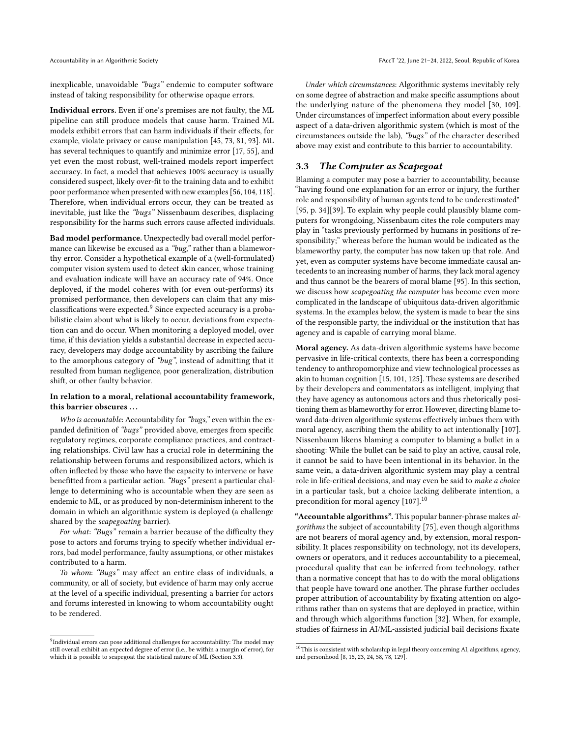inexplicable, unavoidable *"bugs"* endemic to computer software instead of taking responsibility for otherwise opaque errors.

**Individual errors.** Even if one's premises are not faulty, the ML pipeline can still produce models that cause harm. Trained ML models exhibit errors that can harm individuals if their effects, for example, violate privacy or cause manipulation [45, 73, 81, 93]. ML has several techniques to quantify and minimize error [17, 55], and yet even the most robust, well-trained models report imperfect accuracy. In fact, a model that achieves 100% accuracy is usually considered suspect, likely over-fit to the training data and to exhibit poor performance when presented with new examples [56, 104, 118]. Therefore, when individual errors occur, they can be treated as inevitable, just like the *"bugs"* Nissenbaum describes, displacing responsibility for the harms such errors cause affected individuals.

**Bad model performance.** Unexpectedly bad overall model performance can likewise be excused as a *"bug,"* rather than a blameworthy error. Consider a hypothetical example of a (well-formulated) computer vision system used to detect skin cancer, whose training and evaluation indicate will have an accuracy rate of 94%. Once deployed, if the model coheres with (or even out-performs) its promised performance, then developers can claim that any misclassifications were expected.[9] Since expected accuracy is a probabilistic claim about what is likely to occur, deviations from expectation can and do occur. When monitoring a deployed model, over time, if this deviation yields a substantial decrease in expected accuracy, developers may dodge accountability by ascribing the failure to the amorphous category of *"bug"*, instead of admitting that it resulted from human negligence, poor generalization, distribution shift, or other faulty behavior.

**In relation to a moral, relational accountability framework, this barrier obscures ...**

*Who is accountable*: Accountability for *"bugs,"* even within the expanded definition of *"bugs"* provided above, emerges from specific regulatory regimes, corporate compliance practices, and contracting relationships. Civil law has a crucial role in determining the relationship between forums and responsibilized actors, which is often inflected by those who have the capacity to intervene or have benefitted from a particular action. *"Bugs"* present a particular challenge to determining who is accountable when they are seen as endemic to ML, or as produced by non-determinism inherent to the domain in which an algorithmic system is deployed (a challenge shared by the *scapegoating* barrier).

*For what*: *"Bugs"* remain a barrier because of the difficulty they pose to actors and forums trying to specify whether individual errors, bad model performance, faulty assumptions, or other mistakes contributed to a harm.

*To whom*: *"Bugs"* may affect an entire class of individuals, a community, or all of society, but evidence of harm may only accrue at the level of a specific individual, presenting a barrier for actors and forums interested in knowing to whom accountability ought to be rendered.

*Under which circumstances*: Algorithmic systems inevitably rely on some degree of abstraction and make specific assumptions about the underlying nature of the phenomena they model [30, 109]. Under circumstances of imperfect information about every possible aspect of a data-driven algorithmic system (which is most of the circumstances outside the lab), *"bugs"* of the character described above may exist and contribute to this barrier to accountability.

### 3.3 *The Computer as Scapegoat*

Blaming a computer may pose a barrier to accountability, because "having found one explanation for an error or injury, the further role and responsibility of human agents tend to be underestimated" [95, p. 34][39]. To explain why people could plausibly blame computers for wrongdoing, Nissenbaum cites the role computers may play in "tasks previously performed by humans in positions of responsibility;" whereas before the human would be indicated as the blameworthy party, the computer has now taken up that role. And yet, even as computer systems have become immediate causal antecedents to an increasing number of harms, they lack moral agency and thus cannot be the bearers of moral blame [95]. In this section, we discuss how *scapegoating the computer* has become even more complicated in the landscape of ubiquitous data-driven algorithmic systems. In the examples below, the system is made to bear the sins of the responsible party, the individual or the institution that has agency and is capable of carrying moral blame.

**Moral agency.** As data-driven algorithmic systems have become pervasive in life-critical contexts, there has been a corresponding tendency to anthropomorphize and view technological processes as akin to human cognition [15, 101, 125]. These systems are described by their developers and commentators as intelligent, implying that they have agency as autonomous actors and thus rhetorically positioning them as blameworthy for error. However, directing blame toward data-driven algorithmic systems effectively imbues them with moral agency, ascribing them the ability to act intentionally [107]. Nissenbaum likens blaming a computer to blaming a bullet in a shooting: While the bullet can be said to play an active, causal role, it cannot be said to have been intentional in its behavior. In the same vein, a data-driven algorithmic system may play a central role in life-critical decisions, and may even be said to *make a choice* in a particular task, but a choice lacking deliberate intention, a precondition for moral agency [107].[10]

**"Accountable algorithms".** This popular banner-phrase makes *algorithms* the subject of accountability [75], even though algorithms are not bearers of moral agency and, by extension, moral responsibility. It places responsibility on technology, not its developers, owners or operators, and it reduces accountability to a piecemeal, procedural quality that can be inferred from technology, rather than a normative concept that has to do with the moral obligations that people have toward one another. The phrase further occludes proper attribution of accountability by fixating attention on algorithms rather than on systems that are deployed in practice, within and through which algorithms function [32]. When, for example, studies of fairness in AI/ML-assisted judicial bail decisions fixate

---

[9] Individual errors can pose additional challenges for accountability: The model may still overall exhibit an expected degree of error (i.e., be within a margin of error), for which it is possible to scapegoat the statistical nature of ML (Section 3.3).

[10] This is consistent with scholarship in legal theory concerning AI, algorithms, agency, and personhood [8, 15, 23, 24, 58, 78, 129].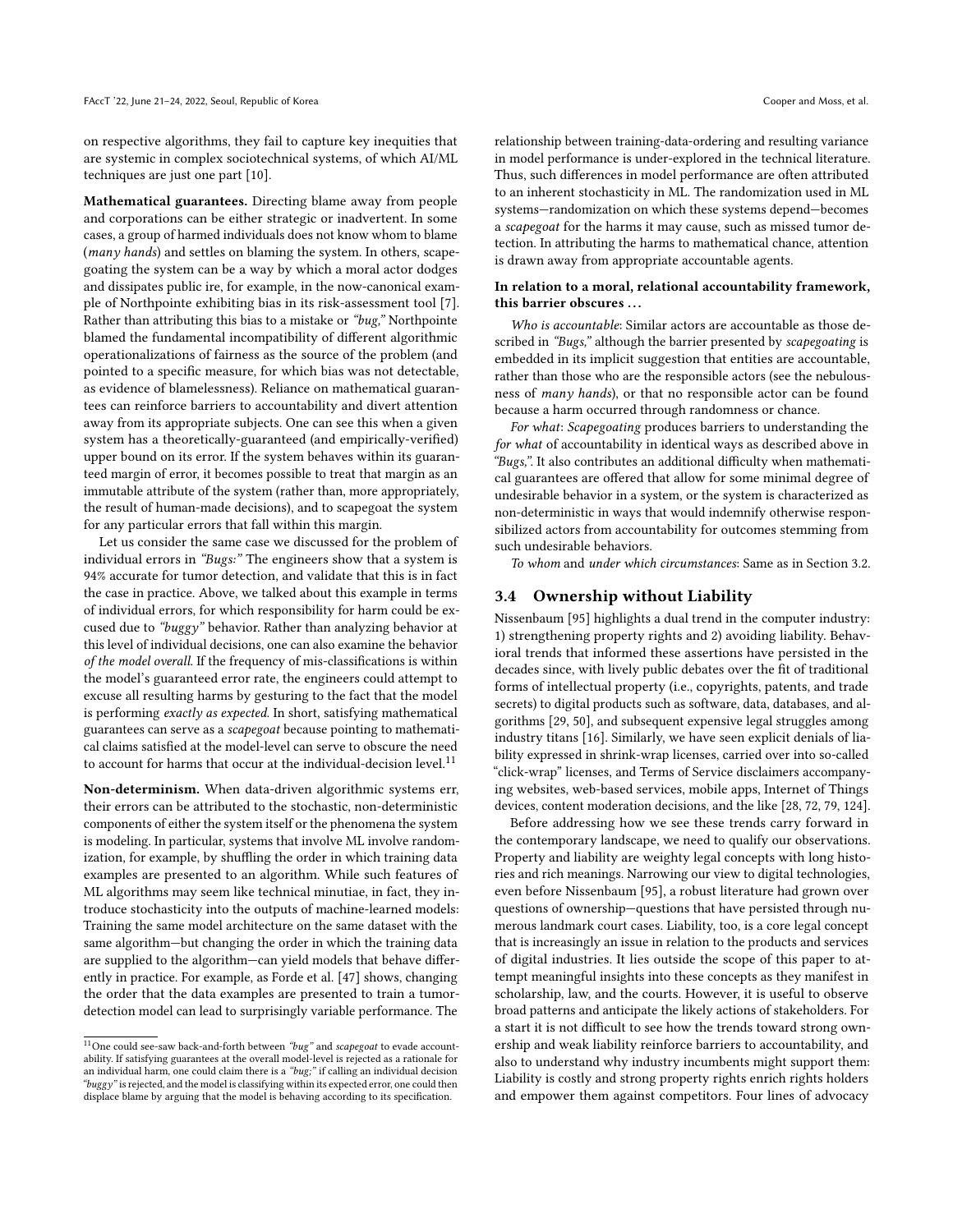on respective algorithms, they fail to capture key inequities that are systemic in complex sociotechnical systems, of which AI/ML techniques are just one part [10].

**Mathematical guarantees.** Directing blame away from people and corporations can be either strategic or inadvertent. In some cases, a group of harmed individuals does not know whom to blame (*many hands*) and settles on blaming the system. In others, scapegoating the system can be a way by which a moral actor dodges and dissipates public ire, for example, in the now-canonical example of Northpointe exhibiting bias in its risk-assessment tool [7]. Rather than attributing this bias to a mistake or *"bug,"* Northpointe blamed the fundamental incompatibility of different algorithmic operationalizations of fairness as the source of the problem (and pointed to a specific measure, for which bias was not detectable, as evidence of blamelessness). Reliance on mathematical guarantees can reinforce barriers to accountability and divert attention away from its appropriate subjects. One can see this when a given system has a theoretically-guaranteed (and empirically-verified) upper bound on its error. If the system behaves within its guaranteed margin of error, it becomes possible to treat that margin as an immutable attribute of the system (rather than, more appropriately, the result of human-made decisions), and to scapegoat the system for any particular errors that fall within this margin.

Let us consider the same case we discussed for the problem of individual errors in *"Bugs:"* The engineers show that a system is 94% accurate for tumor detection, and validate that this is in fact the case in practice. Above, we talked about this example in terms of individual errors, for which responsibility for harm could be excused due to *"buggy"* behavior. Rather than analyzing behavior at this level of individual decisions, one can also examine the behavior *of the model overall*. If the frequency of mis-classifications is within the model's guaranteed error rate, the engineers could attempt to excuse all resulting harms by gesturing to the fact that the model is performing *exactly as expected*. In short, satisfying mathematical guarantees can serve as a *scapegoat* because pointing to mathematical claims satisfied at the model-level can serve to obscure the need to account for harms that occur at the individual-decision level.[11]

**Non-determinism.** When data-driven algorithmic systems err, their errors can be attributed to the stochastic, non-deterministic components of either the system itself or the phenomena the system is modeling. In particular, systems that involve ML involve randomization, for example, by shuffling the order in which training data examples are presented to an algorithm. While such features of ML algorithms may seem like technical minutiae, in fact, they introduce stochasticity into the outputs of machine-learned models: Training the same model architecture on the same dataset with the same algorithm—but changing the order in which the training data are supplied to the algorithm—can yield models that behave differently in practice. For example, as Forde et al. [47] shows, changing the order that the data examples are presented to train a tumor-detection model can lead to surprisingly variable performance. The relationship between training-data-ordering and resulting variance in model performance is under-explored in the technical literature. Thus, such differences in model performance are often attributed to an inherent stochasticity in ML. The randomization used in ML systems—randomization on which these systems depend—becomes a *scapegoat* for the harms it may cause, such as missed tumor detection. In attributing the harms to mathematical chance, attention is drawn away from appropriate accountable agents.

**In relation to a moral, relational accountability framework, this barrier obscures . . .**

*Who is accountable*: Similar actors are accountable as those described in *"Bugs,"* although the barrier presented by *scapegoating* is embedded in its implicit suggestion that entities are accountable, rather than those who are the responsible actors (see the nebulousness of *many hands*), or that no responsible actor can be found because a harm occurred through randomness or chance.

*For what*: *Scapegoating* produces barriers to understanding the *for what* of accountability in identical ways as described above in *"Bugs,"*. It also contributes an additional difficulty when mathematical guarantees are offered that allow for some minimal degree of undesirable behavior in a system, or the system is characterized as non-deterministic in ways that would indemnify otherwise responsibilized actors from accountability for outcomes stemming from such undesirable behaviors.

*To whom* and *under which circumstances*: Same as in Section 3.2.

### 3.4 Ownership without Liability

Nissenbaum [95] highlights a dual trend in the computer industry: 1) strengthening property rights and 2) avoiding liability. Behavioral trends that informed these assertions have persisted in the decades since, with lively public debates over the fit of traditional forms of intellectual property (i.e., copyrights, patents, and trade secrets) to digital products such as software, data, databases, and algorithms [29, 50], and subsequent expensive legal struggles among industry titans [16]. Similarly, we have seen explicit denials of liability expressed in shrink-wrap licenses, carried over into so-called "click-wrap" licenses, and Terms of Service disclaimers accompanying websites, web-based services, mobile apps, Internet of Things devices, content moderation decisions, and the like [28, 72, 79, 124].

Before addressing how we see these trends carry forward in the contemporary landscape, we need to qualify our observations. Property and liability are weighty legal concepts with long histories and rich meanings. Narrowing our view to digital technologies, even before Nissenbaum [95], a robust literature had grown over questions of ownership—questions that have persisted through numerous landmark court cases. Liability, too, is a core legal concept that is increasingly an issue in relation to the products and services of digital industries. It lies outside the scope of this paper to attempt meaningful insights into these concepts as they manifest in scholarship, law, and the courts. However, it is useful to observe broad patterns and anticipate the likely actions of stakeholders. For a start it is not difficult to see how the trends toward strong ownership and weak liability reinforce barriers to accountability, and also to understand why industry incumbents might support them: Liability is costly and strong property rights enrich rights holders and empower them against competitors. Four lines of advocacy

[11] One could see-saw back-and-forth between *"bug"* and *scapegoat* to evade accountability. If satisfying guarantees at the overall model-level is rejected as a rationale for an individual harm, one could claim there is a *"bug;"* if calling an individual decision *"buggy"* is rejected, and the model is classifying within its expected error, one could then displace blame by arguing that the model is behaving according to its specification.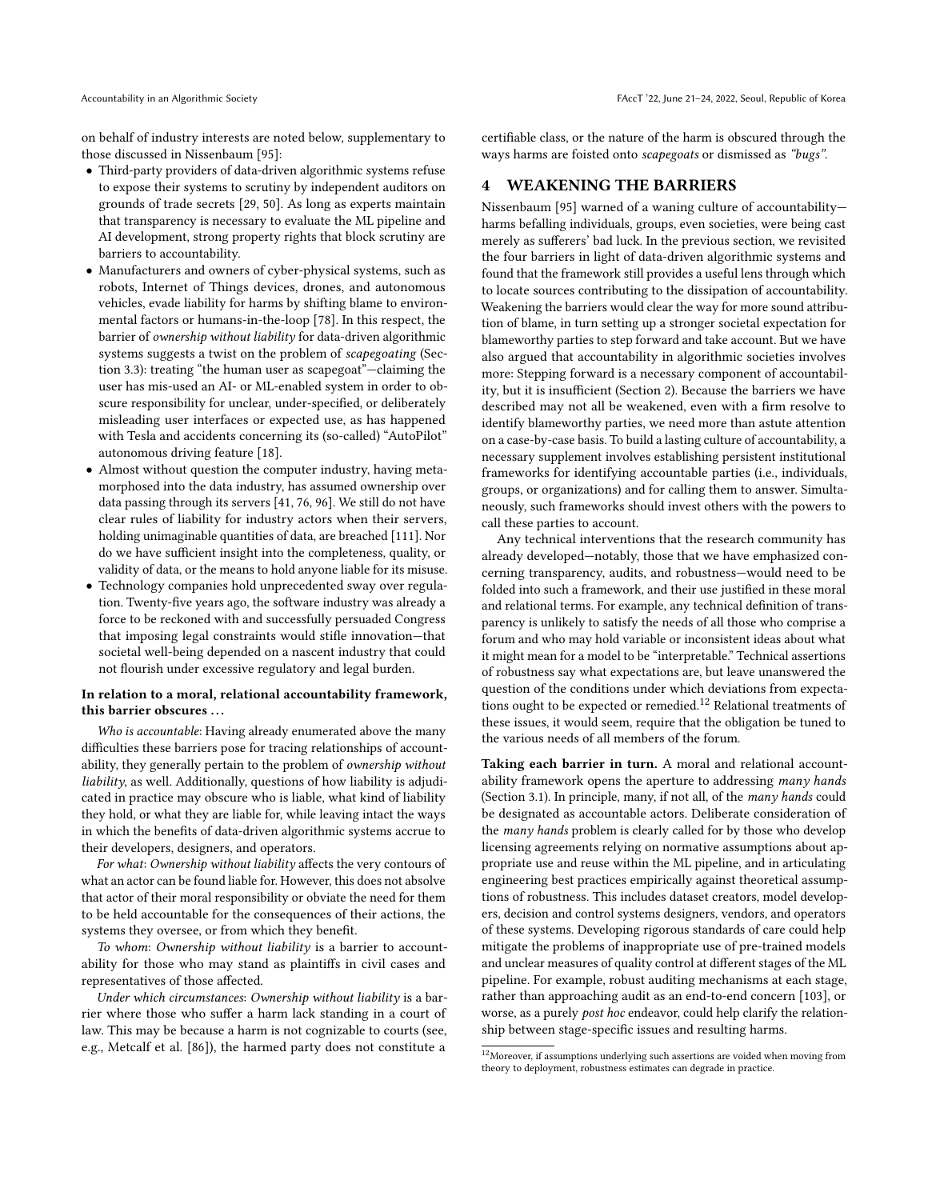on behalf of industry interests are noted below, supplementary to those discussed in Nissenbaum [95]:

- Third-party providers of data-driven algorithmic systems refuse to expose their systems to scrutiny by independent auditors on grounds of trade secrets [29, 50]. As long as experts maintain that transparency is necessary to evaluate the ML pipeline and AI development, strong property rights that block scrutiny are barriers to accountability.
- Manufacturers and owners of cyber-physical systems, such as robots, Internet of Things devices, drones, and autonomous vehicles, evade liability for harms by shifting blame to environmental factors or humans-in-the-loop [78]. In this respect, the barrier of *ownership without liability* for data-driven algorithmic systems suggests a twist on the problem of *scapegoating* (Section 3.3): treating "the human user as scapegoat"—claiming the user has mis-used an AI- or ML-enabled system in order to obscure responsibility for unclear, under-specified, or deliberately misleading user interfaces or expected use, as has happened with Tesla and accidents concerning its (so-called) "AutoPilot" autonomous driving feature [18].
- Almost without question the computer industry, having metamorphosed into the data industry, has assumed ownership over data passing through its servers [41, 76, 96]. We still do not have clear rules of liability for industry actors when their servers, holding unimaginable quantities of data, are breached [111]. Nor do we have sufficient insight into the completeness, quality, or validity of data, or the means to hold anyone liable for its misuse.
- Technology companies hold unprecedented sway over regulation. Twenty-five years ago, the software industry was already a force to be reckoned with and successfully persuaded Congress that imposing legal constraints would stifle innovation—that societal well-being depended on a nascent industry that could not flourish under excessive regulatory and legal burden.

**In relation to a moral, relational accountability framework, this barrier obscures ...**

*Who is accountable*: Having already enumerated above the many difficulties these barriers pose for tracing relationships of accountability, they generally pertain to the problem of *ownership without liability*, as well. Additionally, questions of how liability is adjudicated in practice may obscure who is liable, what kind of liability they hold, or what they are liable for, while leaving intact the ways in which the benefits of data-driven algorithmic systems accrue to their developers, designers, and operators.

*For what*: *Ownership without liability* affects the very contours of what an actor can be found liable for. However, this does not absolve that actor of their moral responsibility or obviate the need for them to be held accountable for the consequences of their actions, the systems they oversee, or from which they benefit.

*To whom*: *Ownership without liability* is a barrier to accountability for those who may stand as plaintiffs in civil cases and representatives of those affected.

*Under which circumstances*: *Ownership without liability* is a barrier where those who suffer a harm lack standing in a court of law. This may be because a harm is not cognizable to courts (see, e.g., Metcalf et al. [86]), the harmed party does not constitute a certifiable class, or the nature of the harm is obscured through the ways harms are foisted onto *scapegoats* or dismissed as *"bugs"*.

## 4 WEAKENING THE BARRIERS

Nissenbaum [95] warned of a waning culture of accountability—harms befalling individuals, groups, even societies, were being cast merely as sufferers' bad luck. In the previous section, we revisited the four barriers in light of data-driven algorithmic systems and found that the framework still provides a useful lens through which to locate sources contributing to the dissipation of accountability. Weakening the barriers would clear the way for more sound attribution of blame, in turn setting up a stronger societal expectation for blameworthy parties to step forward and take account. But we have also argued that accountability in algorithmic societies involves more: Stepping forward is a necessary component of accountability, but it is insufficient (Section 2). Because the barriers we have described may not all be weakened, even with a firm resolve to identify blameworthy parties, we need more than astute attention on a case-by-case basis. To build a lasting culture of accountability, a necessary supplement involves establishing persistent institutional frameworks for identifying accountable parties (i.e., individuals, groups, or organizations) and for calling them to answer. Simultaneously, such frameworks should invest others with the powers to call these parties to account.

Any technical interventions that the research community has already developed—notably, those that we have emphasized concerning transparency, audits, and robustness—would need to be folded into such a framework, and their use justified in these moral and relational terms. For example, any technical definition of transparency is unlikely to satisfy the needs of all those who comprise a forum and who may hold variable or inconsistent ideas about what it might mean for a model to be "interpretable." Technical assertions of robustness say what expectations are, but leave unanswered the question of the conditions under which deviations from expectations ought to be expected or remedied.[12] Relational treatments of these issues, it would seem, require that the obligation be tuned to the various needs of all members of the forum.

**Taking each barrier in turn.** A moral and relational accountability framework opens the aperture to addressing *many hands* (Section 3.1). In principle, many, if not all, of the *many hands* could be designated as accountable actors. Deliberate consideration of the *many hands* problem is clearly called for by those who develop licensing agreements relying on normative assumptions about appropriate use and reuse within the ML pipeline, and in articulating engineering best practices empirically against theoretical assumptions of robustness. This includes dataset creators, model developers, decision and control systems designers, vendors, and operators of these systems. Developing rigorous standards of care could help mitigate the problems of inappropriate use of pre-trained models and unclear measures of quality control at different stages of the ML pipeline. For example, robust auditing mechanisms at each stage, rather than approaching audit as an end-to-end concern [103], or worse, as a purely *post hoc* endeavor, could help clarify the relationship between stage-specific issues and resulting harms.

[12] Moreover, if assumptions underlying such assertions are voided when moving from theory to deployment, robustness estimates can degrade in practice.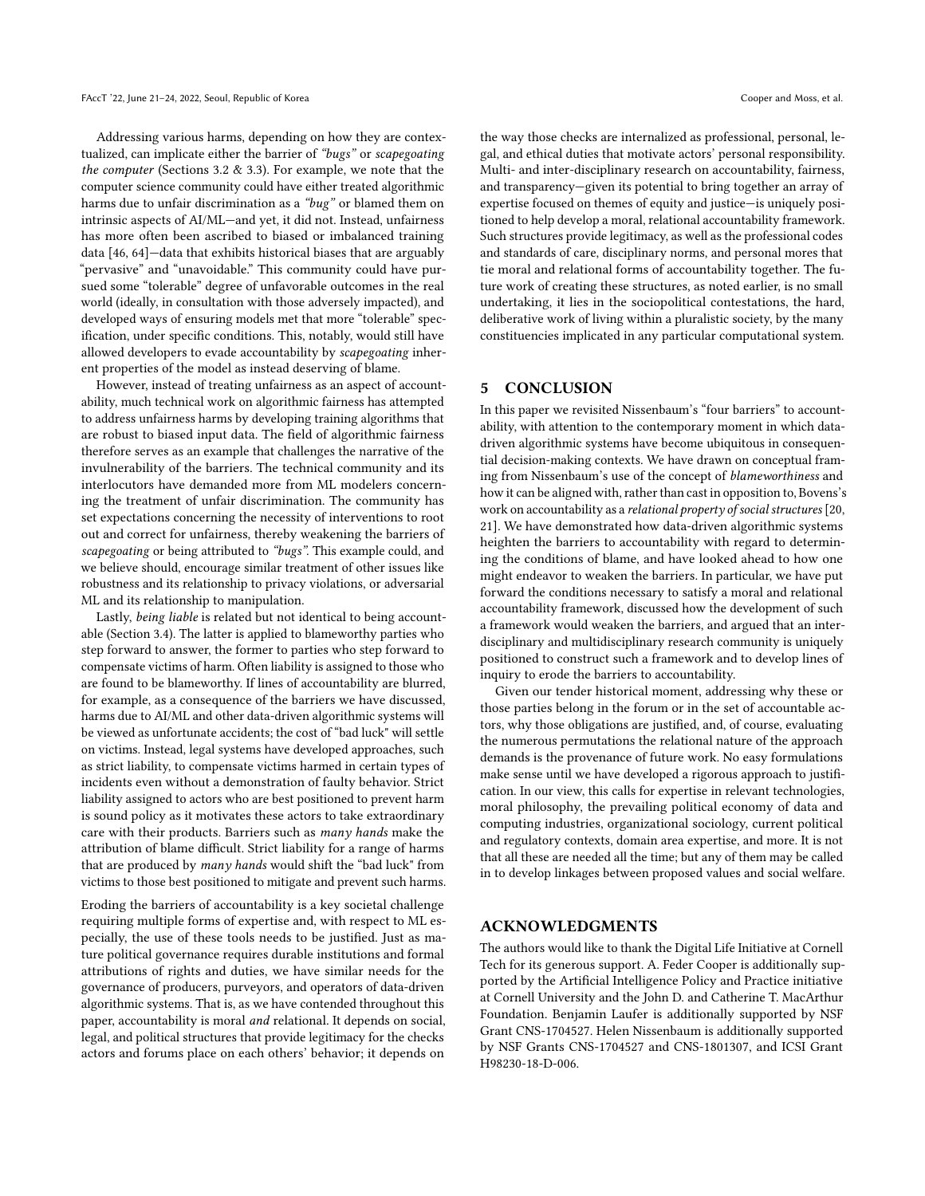Addressing various harms, depending on how they are contextualized, can implicate either the barrier of *"bugs"* or *scapegoating the computer* (Sections 3.2 & 3.3). For example, we note that the computer science community could have either treated algorithmic harms due to unfair discrimination as a *"bug"* or blamed them on intrinsic aspects of AI/ML—and yet, it did not. Instead, unfairness has more often been ascribed to biased or imbalanced training data [46, 64]—data that exhibits historical biases that are arguably "pervasive" and "unavoidable." This community could have pursued some "tolerable" degree of unfavorable outcomes in the real world (ideally, in consultation with those adversely impacted), and developed ways of ensuring models met that more "tolerable" specification, under specific conditions. This, notably, would still have allowed developers to evade accountability by *scapegoating* inherent properties of the model as instead deserving of blame.

However, instead of treating unfairness as an aspect of accountability, much technical work on algorithmic fairness has attempted to address unfairness harms by developing training algorithms that are robust to biased input data. The field of algorithmic fairness therefore serves as an example that challenges the narrative of the invulnerability of the barriers. The technical community and its interlocutors have demanded more from ML modelers concerning the treatment of unfair discrimination. The community has set expectations concerning the necessity of interventions to root out and correct for unfairness, thereby weakening the barriers of *scapegoating* or being attributed to *"bugs"*. This example could, and we believe should, encourage similar treatment of other issues like robustness and its relationship to privacy violations, or adversarial ML and its relationship to manipulation.

Lastly, *being liable* is related but not identical to being accountable (Section 3.4). The latter is applied to blameworthy parties who step forward to answer, the former to parties who step forward to compensate victims of harm. Often liability is assigned to those who are found to be blameworthy. If lines of accountability are blurred, for example, as a consequence of the barriers we have discussed, harms due to AI/ML and other data-driven algorithmic systems will be viewed as unfortunate accidents; the cost of "bad luck" will settle on victims. Instead, legal systems have developed approaches, such as strict liability, to compensate victims harmed in certain types of incidents even without a demonstration of faulty behavior. Strict liability assigned to actors who are best positioned to prevent harm is sound policy as it motivates these actors to take extraordinary care with their products. Barriers such as *many hands* make the attribution of blame difficult. Strict liability for a range of harms that are produced by *many hands* would shift the "bad luck" from victims to those best positioned to mitigate and prevent such harms.

Eroding the barriers of accountability is a key societal challenge requiring multiple forms of expertise and, with respect to ML especially, the use of these tools needs to be justified. Just as mature political governance requires durable institutions and formal attributions of rights and duties, we have similar needs for the governance of producers, purveyors, and operators of data-driven algorithmic systems. That is, as we have contended throughout this paper, accountability is moral *and* relational. It depends on social, legal, and political structures that provide legitimacy for the checks actors and forums place on each others' behavior; it depends on the way those checks are internalized as professional, personal, legal, and ethical duties that motivate actors' personal responsibility. Multi- and inter-disciplinary research on accountability, fairness, and transparency—given its potential to bring together an array of expertise focused on themes of equity and justice—is uniquely positioned to help develop a moral, relational accountability framework. Such structures provide legitimacy, as well as the professional codes and standards of care, disciplinary norms, and personal mores that tie moral and relational forms of accountability together. The future work of creating these structures, as noted earlier, is no small undertaking, it lies in the sociopolitical contestations, the hard, deliberative work of living within a pluralistic society, by the many constituencies implicated in any particular computational system.

## 5 CONCLUSION

In this paper we revisited Nissenbaum's "four barriers" to accountability, with attention to the contemporary moment in which data-driven algorithmic systems have become ubiquitous in consequential decision-making contexts. We have drawn on conceptual framing from Nissenbaum's use of the concept of *blameworthiness* and how it can be aligned with, rather than cast in opposition to, Bovens's work on accountability as a *relational property of social structures* [20, 21]. We have demonstrated how data-driven algorithmic systems heighten the barriers to accountability with regard to determining the conditions of blame, and have looked ahead to how one might endeavor to weaken the barriers. In particular, we have put forward the conditions necessary to satisfy a moral and relational accountability framework, discussed how the development of such a framework would weaken the barriers, and argued that an interdisciplinary and multidisciplinary research community is uniquely positioned to construct such a framework and to develop lines of inquiry to erode the barriers to accountability.

Given our tender historical moment, addressing why these or those parties belong in the forum or in the set of accountable actors, why those obligations are justified, and, of course, evaluating the numerous permutations the relational nature of the approach demands is the provenance of future work. No easy formulations make sense until we have developed a rigorous approach to justification. In our view, this calls for expertise in relevant technologies, moral philosophy, the prevailing political economy of data and computing industries, organizational sociology, current political and regulatory contexts, domain area expertise, and more. It is not that all these are needed all the time; but any of them may be called in to develop linkages between proposed values and social welfare.

## ACKNOWLEDGMENTS

The authors would like to thank the Digital Life Initiative at Cornell Tech for its generous support. A. Feder Cooper is additionally supported by the Artificial Intelligence Policy and Practice initiative at Cornell University and the John D. and Catherine T. MacArthur Foundation. Benjamin Laufer is additionally supported by NSF Grant CNS-1704527. Helen Nissenbaum is additionally supported by NSF Grants CNS-1704527 and CNS-1801307, and ICSI Grant H98230-18-D-006.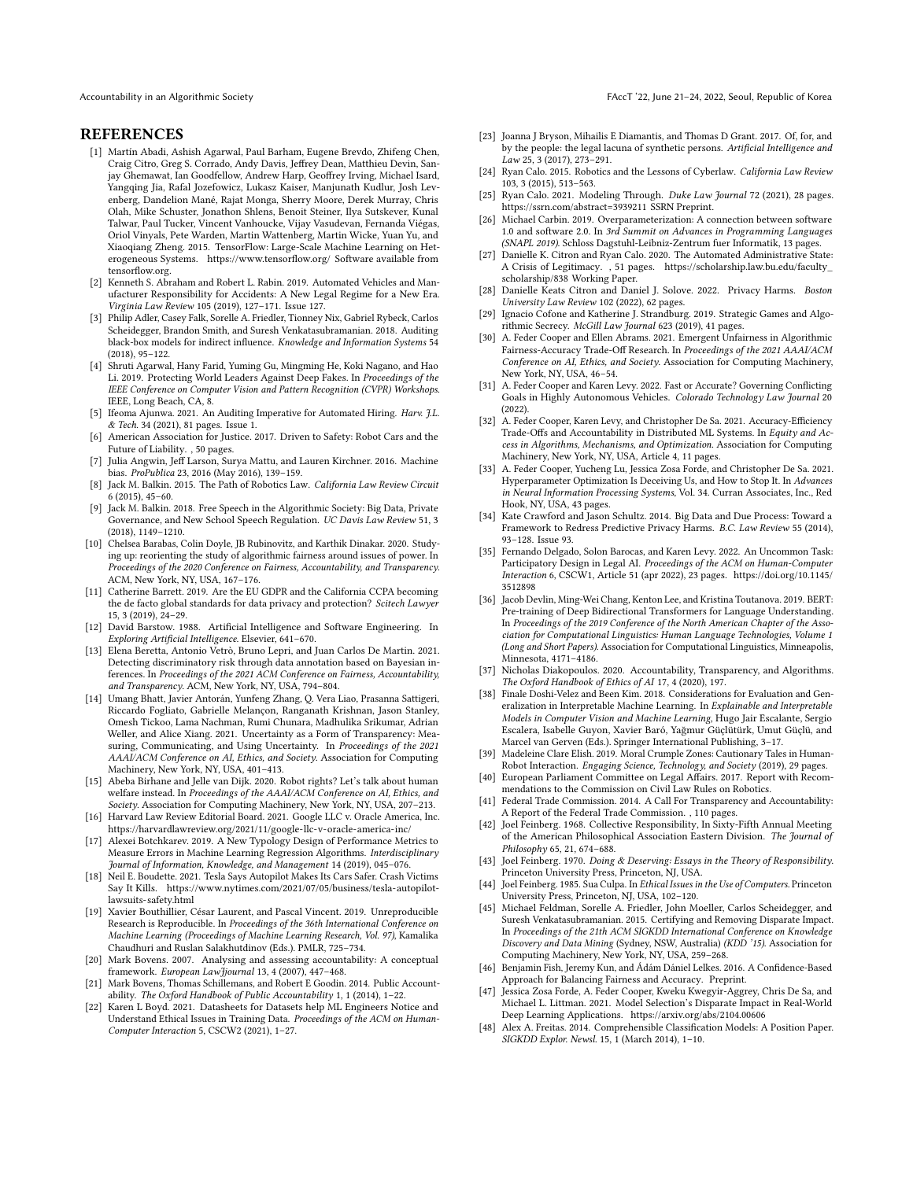# REFERENCES

[1] Martín Abadi, Ashish Agarwal, Paul Barham, Eugene Brevdo, Zhifeng Chen, Craig Citro, Greg S. Corrado, Andy Davis, Jeffrey Dean, Matthieu Devin, Sanjay Ghemawat, Ian Goodfellow, Andrew Harp, Geoffrey Irving, Michael Isard, Yangqing Jia, Rafal Jozefowicz, Lukasz Kaiser, Manjunath Kudlur, Josh Levenberg, Dandelion Mané, Rajat Monga, Sherry Moore, Derek Murray, Chris Olah, Mike Schuster, Jonathon Shlens, Benoit Steiner, Ilya Sutskever, Kunal Talwar, Paul Tucker, Vincent Vanhoucke, Vijay Vasudevan, Fernanda Viégas, Oriol Vinyals, Pete Warden, Martin Wattenberg, Martin Wicke, Yuan Yu, and Xiaoqiang Zheng. 2015. TensorFlow: Large-Scale Machine Learning on Heterogeneous Systems. https://www.tensorflow.org/ Software available from tensorflow.org.

[2] Kenneth S. Abraham and Robert L. Rabin. 2019. Automated Vehicles and Manufacturer Responsibility for Accidents: A New Legal Regime for a New Era. *Virginia Law Review* 105 (2019), 127–171. Issue 127.

[3] Philip Adler, Casey Falk, Sorelle A. Friedler, Tionney Nix, Gabriel Rybeck, Carlos Scheidegger, Brandon Smith, and Suresh Venkatasubramanian. 2018. Auditing black-box models for indirect influence. *Knowledge and Information Systems* 54 (2018), 95–122.

[4] Shruti Agarwal, Hany Farid, Yuming Gu, Mingming He, Koki Nagano, and Hao Li. 2019. Protecting World Leaders Against Deep Fakes. In *Proceedings of the IEEE Conference on Computer Vision and Pattern Recognition (CVPR) Workshops*. IEEE, Long Beach, CA, 8.

[5] Ifeoma Ajunwa. 2021. An Auditing Imperative for Automated Hiring. *Harv. J.L. & Tech.* 34 (2021), 81 pages. Issue 1.

[6] American Association for Justice. 2017. Driven to Safety: Robot Cars and the Future of Liability. , 50 pages.

[7] Julia Angwin, Jeff Larson, Surya Mattu, and Lauren Kirchner. 2016. Machine bias. *ProPublica* 23, 2016 (May 2016), 139–159.

[8] Jack M. Balkin. 2015. The Path of Robotics Law. *California Law Review Circuit* 6 (2015), 45–60.

[9] Jack M. Balkin. 2018. Free Speech in the Algorithmic Society: Big Data, Private Governance, and New School Speech Regulation. *UC Davis Law Review* 51, 3 (2018), 1149–1210.

[10] Chelsea Barabas, Colin Doyle, JB Rubinovitz, and Karthik Dinakar. 2020. Studying up: reorienting the study of algorithmic fairness around issues of power. In *Proceedings of the 2020 Conference on Fairness, Accountability, and Transparency*. ACM, New York, NY, USA, 167–176.

[11] Catherine Barrett. 2019. Are the EU GDPR and the California CCPA becoming the de facto global standards for data privacy and protection? *Scitech Lawyer* 15, 3 (2019), 24–29.

[12] David Barstow. 1988. Artificial Intelligence and Software Engineering. In *Exploring Artificial Intelligence*. Elsevier, 641–670.

[13] Elena Beretta, Antonio Vetrò, Bruno Lepri, and Juan Carlos De Martin. 2021. Detecting discriminatory risk through data annotation based on Bayesian inferences. In *Proceedings of the 2021 ACM Conference on Fairness, Accountability, and Transparency*. ACM, New York, NY, USA, 794–804.

[14] Umang Bhatt, Javier Antorán, Yunfeng Zhang, Q. Vera Liao, Prasanna Sattigeri, Riccardo Fogliato, Gabrielle Melançon, Ranganath Krishnan, Jason Stanley, Omesh Tickoo, Lama Nachman, Rumi Chunara, Madhulika Srikumar, Adrian Weller, and Alice Xiang. 2021. Uncertainty as a Form of Transparency: Measuring, Communicating, and Using Uncertainty. In *Proceedings of the 2021 AAAI/ACM Conference on AI, Ethics, and Society*. Association for Computing Machinery, New York, NY, USA, 401–413.

[15] Abeba Birhane and Jelle van Dijk. 2020. Robot rights? Let's talk about human welfare instead. In *Proceedings of the AAAI/ACM Conference on AI, Ethics, and Society*. Association for Computing Machinery, New York, NY, USA, 207–213.

[16] Harvard Law Review Editorial Board. 2021. Google LLC v. Oracle America, Inc. https://harvardlawreview.org/2021/11/google-llc-v-oracle-america-inc/

[17] Alexei Botchkarev. 2019. A New Typology Design of Performance Metrics to Measure Errors in Machine Learning Regression Algorithms. *Interdisciplinary Journal of Information, Knowledge, and Management* 14 (2019), 045–076.

[18] Neil E. Boudette. 2021. Tesla Says Autopilot Makes Its Cars Safer. Crash Victims Say It Kills. https://www.nytimes.com/2021/07/05/business/tesla-autopilot-lawsuits-safety.html

[19] Xavier Bouthillier, César Laurent, and Pascal Vincent. 2019. Unreproducible Research is Reproducible. In *Proceedings of the 36th International Conference on Machine Learning (Proceedings of Machine Learning Research, Vol. 97)*, Kamalika Chaudhuri and Ruslan Salakhutdinov (Eds.). PMLR, 725–734.

[20] Mark Bovens. 2007. Analysing and assessing accountability: A conceptual framework. *European Law Journal* 13, 4 (2007), 447–468.

[21] Mark Bovens, Thomas Schillemans, and Robert E Goodin. 2014. Public Accountability. *The Oxford Handbook of Public Accountability* 1, 1 (2014), 1–22.

[22] Karen L Boyd. 2021. Datasheets for Datasets help ML Engineers Notice and Understand Ethical Issues in Training Data. *Proceedings of the ACM on Human-Computer Interaction* 5, CSCW2 (2021), 1–27.

[23] Joanna J Bryson, Mihailis E Diamantis, and Thomas D Grant. 2017. Of, for, and by the people: the legal lacuna of synthetic persons. *Artificial Intelligence and Law* 25, 3 (2017), 273–291.

[24] Ryan Calo. 2015. Robotics and the Lessons of Cyberlaw. *California Law Review* 103, 3 (2015), 513–563.

[25] Ryan Calo. 2021. Modeling Through. *Duke Law Journal* 72 (2021), 28 pages. https://ssrn.com/abstract=3939211 SSRN Preprint.

[26] Michael Carbin. 2019. Overparameterization: A connection between software 1.0 and software 2.0. In *3rd Summit on Advances in Programming Languages (SNAPL 2019)*. Schloss Dagstuhl-Leibniz-Zentrum fuer Informatik, 13 pages.

[27] Danielle K. Citron and Ryan Calo. 2020. The Automated Administrative State: A Crisis of Legitimacy. , 51 pages. https://scholarship.law.bu.edu/faculty_scholarship/838 Working Paper.

[28] Danielle Keats Citron and Daniel J. Solove. 2022. Privacy Harms. *Boston University Law Review* 102 (2022), 62 pages.

[29] Ignacio Cofone and Katherine J. Strandburg. 2019. Strategic Games and Algorithmic Secrecy. *McGill Law Journal* 623 (2019), 41 pages.

[30] A. Feder Cooper and Ellen Abrams. 2021. Emergent Unfairness in Algorithmic Fairness-Accuracy Trade-Off Research. In *Proceedings of the 2021 AAAI/ACM Conference on AI, Ethics, and Society*. Association for Computing Machinery, New York, NY, USA, 46–54.

[31] A. Feder Cooper and Karen Levy. 2022. Fast or Accurate? Governing Conflicting Goals in Highly Autonomous Vehicles. *Colorado Technology Law Journal* 20 (2022).

[32] A. Feder Cooper, Karen Levy, and Christopher De Sa. 2021. Accuracy-Efficiency Trade-Offs and Accountability in Distributed ML Systems. In *Equity and Access in Algorithms, Mechanisms, and Optimization*. Association for Computing Machinery, New York, NY, USA, Article 4, 11 pages.

[33] A. Feder Cooper, Yucheng Lu, Jessica Zosa Forde, and Christopher De Sa. 2021. Hyperparameter Optimization Is Deceiving Us, and How to Stop It. In *Advances in Neural Information Processing Systems*, Vol. 34. Curran Associates, Inc., Red Hook, NY, USA, 43 pages.

[34] Kate Crawford and Jason Schultz. 2014. Big Data and Due Process: Toward a Framework to Redress Predictive Privacy Harms. *B.C. Law Review* 55 (2014), 93–128. Issue 93.

[35] Fernando Delgado, Solon Barocas, and Karen Levy. 2022. An Uncommon Task: Participatory Design in Legal AI. *Proceedings of the ACM on Human-Computer Interaction* 6, CSCW1, Article 51 (apr 2022), 23 pages. https://doi.org/10.1145/3512898

[36] Jacob Devlin, Ming-Wei Chang, Kenton Lee, and Kristina Toutanova. 2019. BERT: Pre-training of Deep Bidirectional Transformers for Language Understanding. In *Proceedings of the 2019 Conference of the North American Chapter of the Association for Computational Linguistics: Human Language Technologies, Volume 1 (Long and Short Papers)*. Association for Computational Linguistics, Minneapolis, Minnesota, 4171–4186.

[37] Nicholas Diakopoulos. 2020. Accountability, Transparency, and Algorithms. *The Oxford Handbook of Ethics of AI* 17, 4 (2020), 197.

[38] Finale Doshi-Velez and Been Kim. 2018. Considerations for Evaluation and Generalization in Interpretable Machine Learning. In *Explainable and Interpretable Models in Computer Vision and Machine Learning*, Hugo Jair Escalante, Sergio Escalera, Isabelle Guyon, Xavier Baró, Yağmur Güçlütürk, Umut Güçlü, and Marcel van Gerven (Eds.). Springer International Publishing, 3–17.

[39] Madeleine Clare Elish. 2019. Moral Crumple Zones: Cautionary Tales in Human-Robot Interaction. *Engaging Science, Technology, and Society* (2019), 29 pages.

[40] European Parliament Committee on Legal Affairs. 2017. Report with Recommendations to the Commission on Civil Law Rules on Robotics.

[41] Federal Trade Commission. 2014. A Call For Transparency and Accountability: A Report of the Federal Trade Commission. , 110 pages.

[42] Joel Feinberg. 1968. Collective Responsibility, In Sixty-Fifth Annual Meeting of the American Philosophical Association Eastern Division. *The Journal of Philosophy* 65, 21, 674–688.

[43] Joel Feinberg. 1970. *Doing & Deserving: Essays in the Theory of Responsibility*. Princeton University Press, Princeton, NJ, USA.

[44] Joel Feinberg. 1985. Sua Culpa. In *Ethical Issues in the Use of Computers*. Princeton University Press, Princeton, NJ, USA, 102–120.

[45] Michael Feldman, Sorelle A. Friedler, John Moeller, Carlos Scheidegger, and Suresh Venkatasubramanian. 2015. Certifying and Removing Disparate Impact. In *Proceedings of the 21th ACM SIGKDD International Conference on Knowledge Discovery and Data Mining* (Sydney, NSW, Australia) *(KDD '15)*. Association for Computing Machinery, New York, NY, USA, 259–268.

[46] Benjamin Fish, Jeremy Kun, and Ádám Dániel Lelkes. 2016. A Confidence-Based Approach for Balancing Fairness and Accuracy. Preprint.

[47] Jessica Zosa Forde, A. Feder Cooper, Kweku Kwegyir-Aggrey, Chris De Sa, and Michael L. Littman. 2021. Model Selection's Disparate Impact in Real-World Deep Learning Applications. https://arxiv.org/abs/2104.00606

[48] Alex A. Freitas. 2014. Comprehensible Classification Models: A Position Paper. *SIGKDD Explor. Newsl.* 15, 1 (March 2014), 1–10.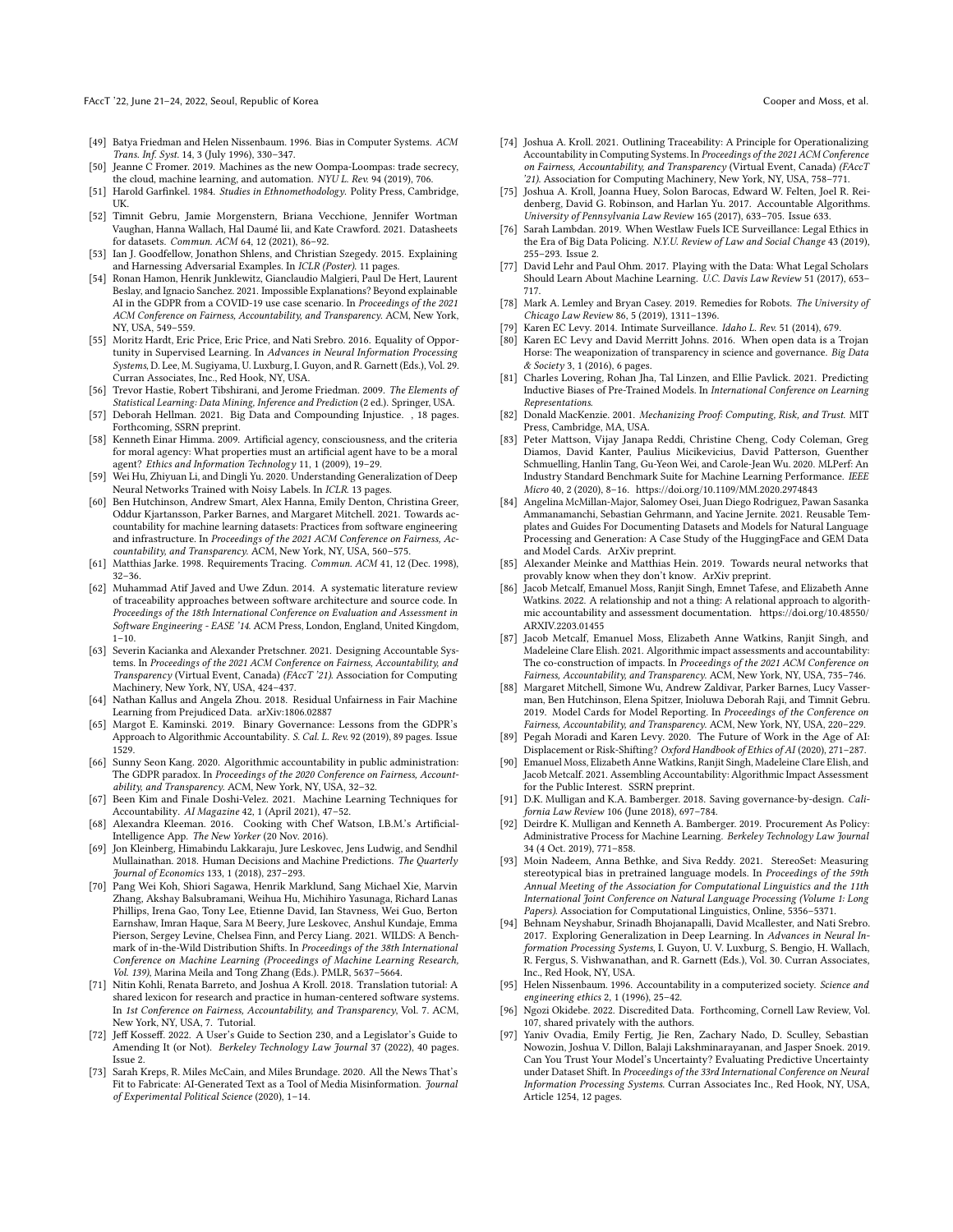- [49] Batya Friedman and Helen Nissenbaum. 1996. Bias in Computer Systems. *ACM Trans. Inf. Syst.* 14, 3 (July 1996), 330–347.
- [50] Jeanne C Fromer. 2019. Machines as the new Oompa-Loompas: trade secrecy, the cloud, machine learning, and automation. *NYU L. Rev.* 94 (2019), 706.
- [51] Harold Garfinkel. 1984. *Studies in Ethnomethodology.* Polity Press, Cambridge, UK.
- [52] Timnit Gebru, Jamie Morgenstern, Briana Vecchione, Jennifer Wortman Vaughan, Hanna Wallach, Hal Daumé Iii, and Kate Crawford. 2021. Datasheets for datasets. *Commun. ACM* 64, 12 (2021), 86–92.
- [53] Ian J. Goodfellow, Jonathon Shlens, and Christian Szegedy. 2015. Explaining and Harnessing Adversarial Examples. In *ICLR (Poster).* 11 pages.
- [54] Ronan Hamon, Henrik Junklewitz, Gianclaudio Malgieri, Paul De Hert, Laurent Beslay, and Ignacio Sanchez. 2021. Impossible Explanations? Beyond explainable AI in the GDPR from a COVID-19 use case scenario. In *Proceedings of the 2021 ACM Conference on Fairness, Accountability, and Transparency.* ACM, New York, NY, USA, 549–559.
- [55] Moritz Hardt, Eric Price, Eric Price, and Nati Srebro. 2016. Equality of Opportunity in Supervised Learning. In *Advances in Neural Information Processing Systems*, D. Lee, M. Sugiyama, U. Luxburg, I. Guyon, and R. Garnett (Eds.), Vol. 29. Curran Associates, Inc., Red Hook, NY, USA.
- [56] Trevor Hastie, Robert Tibshirani, and Jerome Friedman. 2009. *The Elements of Statistical Learning: Data Mining, Inference and Prediction* (2 ed.). Springer, USA.
- [57] Deborah Hellman. 2021. Big Data and Compounding Injustice. , 18 pages. Forthcoming, SSRN preprint.
- [58] Kenneth Einar Himma. 2009. Artificial agency, consciousness, and the criteria for moral agency: What properties must an artificial agent have to be a moral agent? *Ethics and Information Technology* 11, 1 (2009), 19–29.
- [59] Wei Hu, Zhiyuan Li, and Dingli Yu. 2020. Understanding Generalization of Deep Neural Networks Trained with Noisy Labels. In *ICLR.* 13 pages.
- [60] Ben Hutchinson, Andrew Smart, Alex Hanna, Emily Denton, Christina Greer, Oddur Kjartansson, Parker Barnes, and Margaret Mitchell. 2021. Towards accountability for machine learning datasets: Practices from software engineering and infrastructure. In *Proceedings of the 2021 ACM Conference on Fairness, Accountability, and Transparency.* ACM, New York, NY, USA, 560–575.
- [61] Matthias Jarke. 1998. Requirements Tracing. *Commun. ACM* 41, 12 (Dec. 1998), 32–36.
- [62] Muhammad Atif Javed and Uwe Zdun. 2014. A systematic literature review of traceability approaches between software architecture and source code. In *Proceedings of the 18th International Conference on Evaluation and Assessment in Software Engineering - EASE '14.* ACM Press, London, England, United Kingdom, 1–10.
- [63] Severin Kacianka and Alexander Pretschner. 2021. Designing Accountable Systems. In *Proceedings of the 2021 ACM Conference on Fairness, Accountability, and Transparency* (Virtual Event, Canada) *(FAccT '21)*. Association for Computing Machinery, New York, NY, USA, 424–437.
- [64] Nathan Kallus and Angela Zhou. 2018. Residual Unfairness in Fair Machine Learning from Prejudiced Data. arXiv:1806.02887
- [65] Margot E. Kaminski. 2019. Binary Governance: Lessons from the GDPR's Approach to Algorithmic Accountability. *S. Cal. L. Rev.* 92 (2019), 89 pages. Issue 1529.
- [66] Sunny Seon Kang. 2020. Algorithmic accountability in public administration: The GDPR paradox. In *Proceedings of the 2020 Conference on Fairness, Accountability, and Transparency.* ACM, New York, NY, USA, 32–32.
- [67] Been Kim and Finale Doshi-Velez. 2021. Machine Learning Techniques for Accountability. *AI Magazine* 42, 1 (April 2021), 47–52.
- [68] Alexandra Kleeman. 2016. Cooking with Chef Watson, I.B.M.'s Artificial-Intelligence App. *The New Yorker* (20 Nov. 2016).
- [69] Jon Kleinberg, Himabindu Lakkaraju, Jure Leskovec, Jens Ludwig, and Sendhil Mullainathan. 2018. Human Decisions and Machine Predictions. *The Quarterly Journal of Economics* 133, 1 (2018), 237–293.
- [70] Pang Wei Koh, Shiori Sagawa, Henrik Marklund, Sang Michael Xie, Marvin Zhang, Akshay Balsubramani, Weihua Hu, Michihiro Yasunaga, Richard Lanas Phillips, Irena Gao, Tony Lee, Etienne David, Ian Stavness, Wei Guo, Berton Earnshaw, Imran Haque, Sara M Beery, Jure Leskovec, Anshul Kundaje, Emma Pierson, Sergey Levine, Chelsea Finn, and Percy Liang. 2021. WILDS: A Benchmark of in-the-Wild Distribution Shifts. In *Proceedings of the 38th International Conference on Machine Learning (Proceedings of Machine Learning Research, Vol. 139)*, Marina Meila and Tong Zhang (Eds.). PMLR, 5637–5664.
- [71] Nitin Kohli, Renata Barreto, and Joshua A Kroll. 2018. Translation tutorial: A shared lexicon for research and practice in human-centered software systems. In *1st Conference on Fairness, Accountability, and Transparency*, Vol. 7. ACM, New York, NY, USA, 7. Tutorial.
- [72] Jeff Kosseff. 2022. A User's Guide to Section 230, and a Legislator's Guide to Amending It (or Not). *Berkeley Technology Law Journal* 37 (2022), 40 pages. Issue 2.
- [73] Sarah Kreps, R. Miles McCain, and Miles Brundage. 2020. All the News That's Fit to Fabricate: AI-Generated Text as a Tool of Media Misinformation. *Journal of Experimental Political Science* (2020), 1–14.
- [74] Joshua A. Kroll. 2021. Outlining Traceability: A Principle for Operationalizing Accountability in Computing Systems. In *Proceedings of the 2021 ACM Conference on Fairness, Accountability, and Transparency* (Virtual Event, Canada) *(FAccT '21)*. Association for Computing Machinery, New York, NY, USA, 758–771.
- [75] Joshua A. Kroll, Joanna Huey, Solon Barocas, Edward W. Felten, Joel R. Reidenberg, David G. Robinson, and Harlan Yu. 2017. Accountable Algorithms. *University of Pennsylvania Law Review* 165 (2017), 633–705. Issue 633.
- [76] Sarah Lambdan. 2019. When Westlaw Fuels ICE Surveillance: Legal Ethics in the Era of Big Data Policing. *N.Y.U. Review of Law and Social Change* 43 (2019), 255–293. Issue 2.
- [77] David Lehr and Paul Ohm. 2017. Playing with the Data: What Legal Scholars Should Learn About Machine Learning. *U.C. Davis Law Review* 51 (2017), 653–717.
- [78] Mark A. Lemley and Bryan Casey. 2019. Remedies for Robots. *The University of Chicago Law Review* 86, 5 (2019), 1311–1396.
- [79] Karen EC Levy. 2014. Intimate Surveillance. *Idaho L. Rev.* 51 (2014), 679.
- [80] Karen EC Levy and David Merritt Johns. 2016. When open data is a Trojan Horse: The weaponization of transparency in science and governance. *Big Data & Society* 3, 1 (2016), 6 pages.
- [81] Charles Lovering, Rohan Jha, Tal Linzen, and Ellie Pavlick. 2021. Predicting Inductive Biases of Pre-Trained Models. In *International Conference on Learning Representations.*
- [82] Donald MacKenzie. 2001. *Mechanizing Proof: Computing, Risk, and Trust.* MIT Press, Cambridge, MA, USA.
- [83] Peter Mattson, Vijay Janapa Reddi, Christine Cheng, Cody Coleman, Greg Diamos, David Kanter, Paulius Micikevicius, David Patterson, Guenther Schmuelling, Hanlin Tang, Gu-Yeon Wei, and Carole-Jean Wu. 2020. MLPerf: An Industry Standard Benchmark Suite for Machine Learning Performance. *IEEE Micro* 40, 2 (2020), 8–16. https://doi.org/10.1109/MM.2020.2974843
- [84] Angelina McMillan-Major, Salomey Osei, Juan Diego Rodriguez, Pawan Sasanka Ammanamanchi, Sebastian Gehrmann, and Yacine Jernite. 2021. Reusable Templates and Guides For Documenting Datasets and Models for Natural Language Processing and Generation: A Case Study of the HuggingFace and GEM Data and Model Cards. ArXiv preprint.
- [85] Alexander Meinke and Matthias Hein. 2019. Towards neural networks that provably know when they don't know. ArXiv preprint.
- [86] Jacob Metcalf, Emanuel Moss, Ranjit Singh, Emnet Tafese, and Elizabeth Anne Watkins. 2022. A relationship and not a thing: A relational approach to algorithmic accountability and assessment documentation. https://doi.org/10.48550/ARXIV.2203.01455
- [87] Jacob Metcalf, Emanuel Moss, Elizabeth Anne Watkins, Ranjit Singh, and Madeleine Clare Elish. 2021. Algorithmic impact assessments and accountability: The co-construction of impacts. In *Proceedings of the 2021 ACM Conference on Fairness, Accountability, and Transparency.* ACM, New York, NY, USA, 735–746.
- [88] Margaret Mitchell, Simone Wu, Andrew Zaldivar, Parker Barnes, Lucy Vasserman, Ben Hutchinson, Elena Spitzer, Inioluwa Deborah Raji, and Timnit Gebru. 2019. Model Cards for Model Reporting. In *Proceedings of the Conference on Fairness, Accountability, and Transparency.* ACM, New York, NY, USA, 220–229.
- [89] Pegah Moradi and Karen Levy. 2020. The Future of Work in the Age of AI: Displacement or Risk-Shifting? *Oxford Handbook of Ethics of AI* (2020), 271–287.
- [90] Emanuel Moss, Elizabeth Anne Watkins, Ranjit Singh, Madeleine Clare Elish, and Jacob Metcalf. 2021. Assembling Accountability: Algorithmic Impact Assessment for the Public Interest. SSRN preprint.
- [91] D.K. Mulligan and K.A. Bamberger. 2018. Saving governance-by-design. *California Law Review* 106 (June 2018), 697–784.
- [92] Deirdre K. Mulligan and Kenneth A. Bamberger. 2019. Procurement As Policy: Administrative Process for Machine Learning. *Berkeley Technology Law Journal* 34 (4 Oct. 2019), 771–858.
- [93] Moin Nadeem, Anna Bethke, and Siva Reddy. 2021. StereoSet: Measuring stereotypical bias in pretrained language models. In *Proceedings of the 59th Annual Meeting of the Association for Computational Linguistics and the 11th International Joint Conference on Natural Language Processing (Volume 1: Long Papers).* Association for Computational Linguistics, Online, 5356–5371.
- [94] Behnam Neyshabur, Srinadh Bhojanapalli, David Mcallester, and Nati Srebro. 2017. Exploring Generalization in Deep Learning. In *Advances in Neural Information Processing Systems*, I. Guyon, U. V. Luxburg, S. Bengio, H. Wallach, R. Fergus, S. Vishwanathan, and R. Garnett (Eds.), Vol. 30. Curran Associates, Inc., Red Hook, NY, USA.
- [95] Helen Nissenbaum. 1996. Accountability in a computerized society. *Science and engineering ethics* 2, 1 (1996), 25–42.
- [96] Ngozi Okidebe. 2022. Discredited Data. Forthcoming, Cornell Law Review, Vol. 107, shared privately with the authors.
- [97] Yaniv Ovadia, Emily Fertig, Jie Ren, Zachary Nado, D. Sculley, Sebastian Nowozin, Joshua V. Dillon, Balaji Lakshminarayanan, and Jasper Snoek. 2019. Can You Trust Your Model's Uncertainty? Evaluating Predictive Uncertainty under Dataset Shift. In *Proceedings of the 33rd International Conference on Neural Information Processing Systems.* Curran Associates Inc., Red Hook, NY, USA, Article 1254, 12 pages.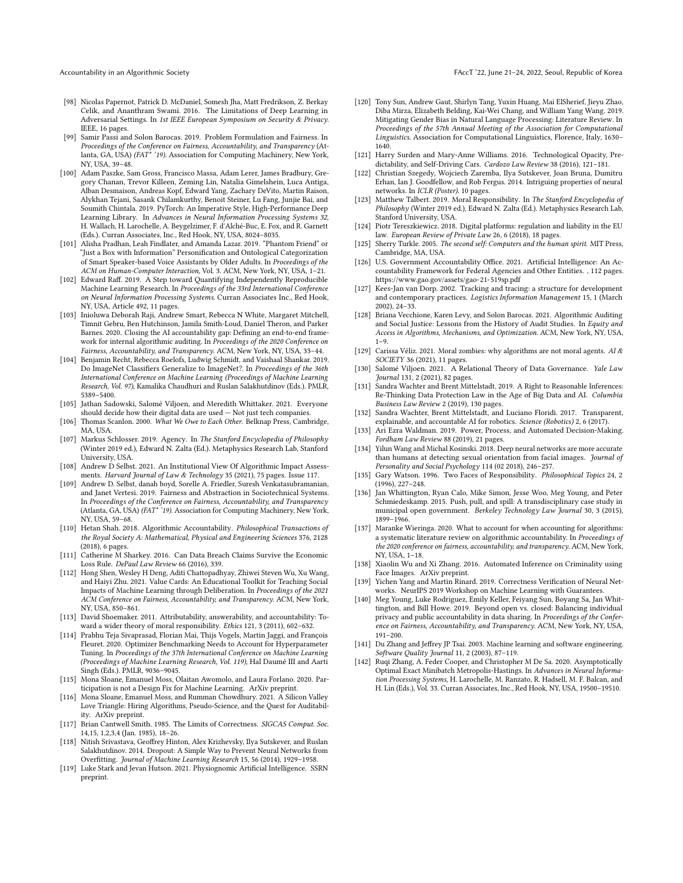[98] Nicolas Papernot, Patrick D. McDaniel, Somesh Jha, Matt Fredrikson, Z. Berkay Celik, and Ananthram Swami. 2016. The Limitations of Deep Learning in Adversarial Settings. In *1st IEEE European Symposium on Security & Privacy*. IEEE, 16 pages.

[99] Samir Passi and Solon Barocas. 2019. Problem Formulation and Fairness. In *Proceedings of the Conference on Fairness, Accountability, and Transparency* (Atlanta, GA, USA) *(FAT* '19)*. Association for Computing Machinery, New York, NY, USA, 39–48.

[100] Adam Paszke, Sam Gross, Francisco Massa, Adam Lerer, James Bradbury, Gregory Chanan, Trevor Killeen, Zeming Lin, Natalia Gimelshein, Luca Antiga, Alban Desmaison, Andreas Kopf, Edward Yang, Zachary DeVito, Martin Raison, Alykhan Tejani, Sasank Chilamkurthy, Benoit Steiner, Lu Fang, Junjie Bai, and Soumith Chintala. 2019. PyTorch: An Imperative Style, High-Performance Deep Learning Library. In *Advances in Neural Information Processing Systems 32*, H. Wallach, H. Larochelle, A. Beygelzimer, F. d'Alché-Buc, E. Fox, and R. Garnett (Eds.). Curran Associates, Inc., Red Hook, NY, USA, 8024–8035.

[101] Alisha Pradhan, Leah Findlater, and Amanda Lazar. 2019. "Phantom Friend" or "Just a Box with Information" Personification and Ontological Categorization of Smart Speaker-based Voice Assistants by Older Adults. In *Proceedings of the ACM on Human-Computer Interaction*, Vol. 3. ACM, New York, NY, USA, 1–21.

[102] Edward Raff. 2019. A Step toward Quantifying Independently Reproducible Machine Learning Research. In *Proceedings of the 33rd International Conference on Neural Information Processing Systems*. Curran Associates Inc., Red Hook, NY, USA, Article 492, 11 pages.

[103] Inioluwa Deborah Raji, Andrew Smart, Rebecca N White, Margaret Mitchell, Timnit Gebru, Ben Hutchinson, Jamila Smith-Loud, Daniel Theron, and Parker Barnes. 2020. Closing the AI accountability gap: Defining an end-to-end framework for internal algorithmic auditing. In *Proceedings of the 2020 Conference on Fairness, Accountability, and Transparency*. ACM, New York, NY, USA, 33–44.

[104] Benjamin Recht, Rebecca Roelofs, Ludwig Schmidt, and Vaishaal Shankar. 2019. Do ImageNet Classifiers Generalize to ImageNet?. In *Proceedings of the 36th International Conference on Machine Learning (Proceedings of Machine Learning Research, Vol. 97)*, Kamalika Chaudhuri and Ruslan Salakhutdinov (Eds.). PMLR, 5389–5400.

[105] Jathan Sadowski, Salomé Viljoen, and Meredith Whittaker. 2021. Everyone should decide how their digital data are used — Not just tech companies.

[106] Thomas Scanlon. 2000. *What We Owe to Each Other*. Belknap Press, Cambridge, MA, USA.

[107] Markus Schlosser. 2019. Agency. In *The Stanford Encyclopedia of Philosophy* (Winter 2019 ed.), Edward N. Zalta (Ed.). Metaphysics Research Lab, Stanford University, USA.

[108] Andrew D Selbst. 2021. An Institutional View Of Algorithmic Impact Assessments. *Harvard Journal of Law & Technology* 35 (2021), 75 pages. Issue 117.

[109] Andrew D. Selbst, danah boyd, Sorelle A. Friedler, Suresh Venkatasubramanian, and Janet Vertesi. 2019. Fairness and Abstraction in Sociotechnical Systems. In *Proceedings of the Conference on Fairness, Accountability, and Transparency* (Atlanta, GA, USA) *(FAT* '19)*. Association for Computing Machinery, New York, NY, USA, 59–68.

[110] Hetan Shah. 2018. Algorithmic Accountability. *Philosophical Transactions of the Royal Society A: Mathematical, Physical and Engineering Sciences* 376, 2128 (2018), 6 pages.

[111] Catherine M Sharkey. 2016. Can Data Breach Claims Survive the Economic Loss Rule. *DePaul Law Review* 66 (2016), 339.

[112] Hong Shen, Wesley H Deng, Aditi Chattopadhyay, Zhiwei Steven Wu, Xu Wang, and Haiyi Zhu. 2021. Value Cards: An Educational Toolkit for Teaching Social Impacts of Machine Learning through Deliberation. In *Proceedings of the 2021 ACM Conference on Fairness, Accountability, and Transparency*. ACM, New York, NY, USA, 850–861.

[113] David Shoemaker. 2011. Attributability, answerability, and accountability: Toward a wider theory of moral responsibility. *Ethics* 121, 3 (2011), 602–632.

[114] Prabhu Teja Sivaprasad, Florian Mai, Thijs Vogels, Martin Jaggi, and François Fleuret. 2020. Optimizer Benchmarking Needs to Account for Hyperparameter Tuning. In *Proceedings of the 37th International Conference on Machine Learning (Proceedings of Machine Learning Research, Vol. 119)*, Hal Daumé III and Aarti Singh (Eds.). PMLR, 9036–9045.

[115] Mona Sloane, Emanuel Moss, Olaitan Awomolo, and Laura Forlano. 2020. Participation is not a Design Fix for Machine Learning. ArXiv preprint.

[116] Mona Sloane, Emanuel Moss, and Rumman Chowdhury. 2021. A Silicon Valley Love Triangle: Hiring Algorithms, Pseudo-Science, and the Quest for Auditability. ArXiv preprint.

[117] Brian Cantwell Smith. 1985. The Limits of Correctness. *SIGCAS Comput. Soc.* 14,15, 1,2,3,4 (Jan. 1985), 18–26.

[118] Nitish Srivastava, Geoffrey Hinton, Alex Krizhevsky, Ilya Sutskever, and Ruslan Salakhutdinov. 2014. Dropout: A Simple Way to Prevent Neural Networks from Overfitting. *Journal of Machine Learning Research* 15, 56 (2014), 1929–1958.

[119] Luke Stark and Jevan Hutson. 2021. Physiognomic Artificial Intelligence. SSRN preprint.

[120] Tony Sun, Andrew Gaut, Shirlyn Tang, Yuxin Huang, Mai ElSherief, Jieyu Zhao, Diba Mirza, Elizabeth Belding, Kai-Wei Chang, and William Yang Wang. 2019. Mitigating Gender Bias in Natural Language Processing: Literature Review. In *Proceedings of the 57th Annual Meeting of the Association for Computational Linguistics*. Association for Computational Linguistics, Florence, Italy, 1630–1640.

[121] Harry Surden and Mary-Anne Williams. 2016. Technological Opacity, Predictability, and Self-Driving Cars. *Cardozo Law Review* 38 (2016), 121–181.

[122] Christian Szegedy, Wojciech Zaremba, Ilya Sutskever, Joan Bruna, Dumitru Erhan, Ian J. Goodfellow, and Rob Fergus. 2014. Intriguing properties of neural networks. In *ICLR (Poster)*. 10 pages.

[123] Matthew Talbert. 2019. Moral Responsibility. In *The Stanford Encyclopedia of Philosophy* (Winter 2019 ed.), Edward N. Zalta (Ed.). Metaphysics Research Lab, Stanford University, USA.

[124] Piotr Tereszkiewicz. 2018. Digital platforms: regulation and liability in the EU law. *European Review of Private Law* 26, 6 (2018), 18 pages.

[125] Sherry Turkle. 2005. *The second self: Computers and the human spirit*. MIT Press, Cambridge, MA, USA.

[126] U.S. Government Accountability Office. 2021. Artificial Intelligence: An Accountability Framework for Federal Agencies and Other Entities. , 112 pages. https://www.gao.gov/assets/gao-21-519sp.pdf

[127] Kees-Jan van Dorp. 2002. Tracking and tracing: a structure for development and contemporary practices. *Logistics Information Management* 15, 1 (March 2002), 24–33.

[128] Briana Vecchione, Karen Levy, and Solon Barocas. 2021. Algorithmic Auditing and Social Justice: Lessons from the History of Audit Studies. In *Equity and Access in Algorithms, Mechanisms, and Optimization*. ACM, New York, NY, USA, 1–9.

[129] Carissa Véliz. 2021. Moral zombies: why algorithms are not moral agents. *AI & SOCIETY* 36 (2021), 11 pages.

[130] Salomé Viljoen. 2021. A Relational Theory of Data Governance. *Yale Law Journal* 131, 2 (2021), 82 pages.

[131] Sandra Wachter and Brent Mittelstadt. 2019. A Right to Reasonable Inferences: Re-Thinking Data Protection Law in the Age of Big Data and AI. *Columbia Business Law Review* 2 (2019), 130 pages.

[132] Sandra Wachter, Brent Mittelstadt, and Luciano Floridi. 2017. Transparent, explainable, and accountable AI for robotics. *Science (Robotics)* 2, 6 (2017).

[133] Ari Ezra Waldman. 2019. Power, Process, and Automated Decision-Making. *Fordham Law Review* 88 (2019), 21 pages.

[134] Yilun Wang and Michal Kosinski. 2018. Deep neural networks are more accurate than humans at detecting sexual orientation from facial images. *Journal of Personality and Social Psychology* 114 (02 2018), 246–257.

[135] Gary Watson. 1996. Two Faces of Responsibility. *Philosophical Topics* 24, 2 (1996), 227–248.

[136] Jan Whittington, Ryan Calo, Mike Simon, Jesse Woo, Meg Young, and Peter Schmiedeskamp. 2015. Push, pull, and spill: A transdisciplinary case study in municipal open government. *Berkeley Technology Law Journal* 30, 3 (2015), 1899–1966.

[137] Maranke Wieringa. 2020. What to account for when accounting for algorithms: a systematic literature review on algorithmic accountability. In *Proceedings of the 2020 conference on fairness, accountability, and transparency*. ACM, New York, NY, USA, 1–18.

[138] Xiaolin Wu and Xi Zhang. 2016. Automated Inference on Criminality using Face Images. ArXiv preprint.

[139] Yichen Yang and Martin Rinard. 2019. Correctness Verification of Neural Networks. NeurIPS 2019 Workshop on Machine Learning with Guarantees.

[140] Meg Young, Luke Rodriguez, Emily Keller, Feiyang Sun, Boyang Sa, Jan Whittington, and Bill Howe. 2019. Beyond open vs. closed: Balancing individual privacy and public accountability in data sharing. In *Proceedings of the Conference on Fairness, Accountability, and Transparency*. ACM, New York, NY, USA, 191–200.

[141] Du Zhang and Jeffrey JP Tsai. 2003. Machine learning and software engineering. *Software Quality Journal* 11, 2 (2003), 87–119.

[142] Ruqi Zhang, A. Feder Cooper, and Christopher M De Sa. 2020. Asymptotically Optimal Exact Minibatch Metropolis-Hastings. In *Advances in Neural Information Processing Systems*, H. Larochelle, M. Ranzato, R. Hadsell, M. F. Balcan, and H. Lin (Eds.), Vol. 33. Curran Associates, Inc., Red Hook, NY, USA, 19500–19510.